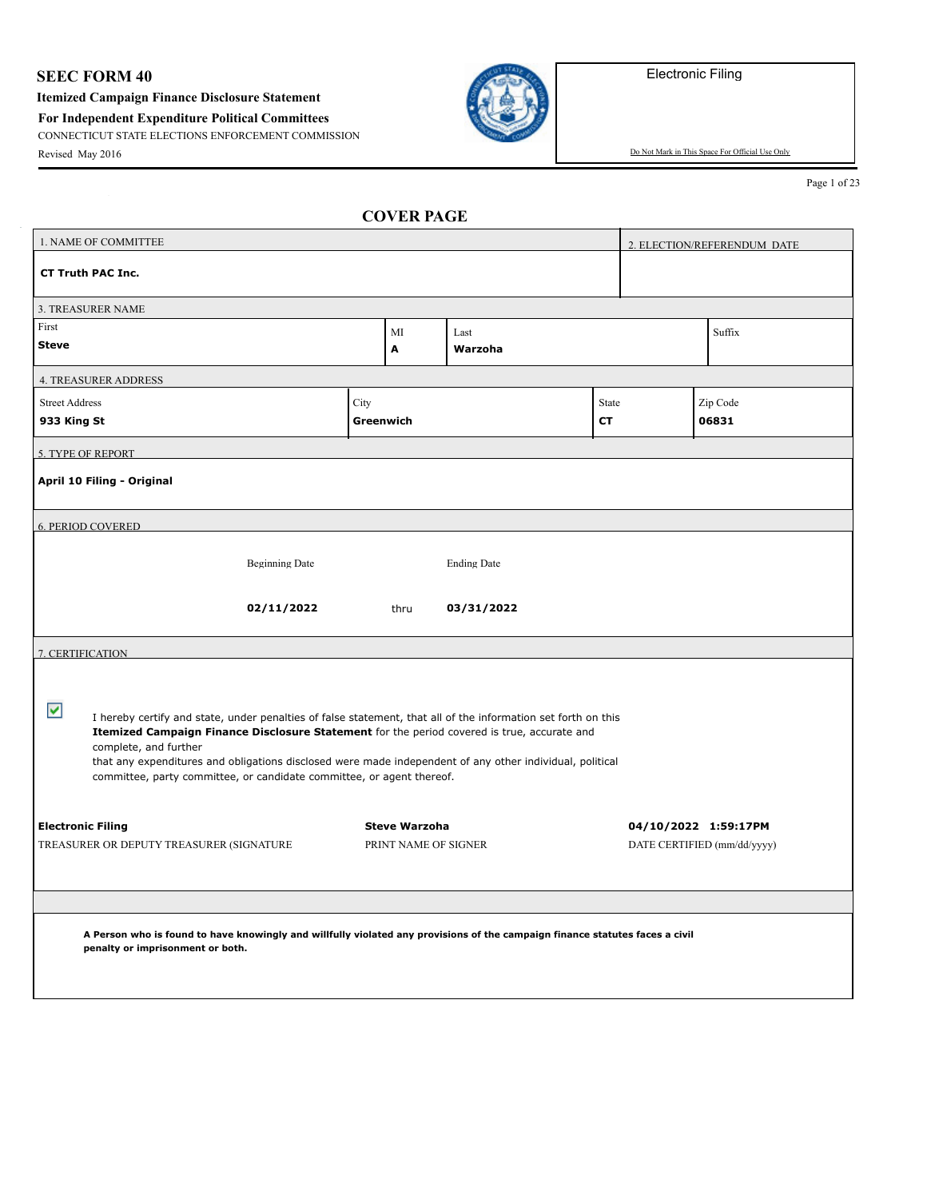**SEEC FORM 40**

**Itemized Campaign Finance Disclosure Statement**

**For Independent Expenditure Political Committees**

CONNECTICUT STATE ELECTIONS ENFORCEMENT COMMISSION

Revised May 2016

Electronic Filing

Do Not Mark in This Space For Official Use Only

## COVER PAGE

| 1. NAME OF COMMITTEE | 2. ELECTION/REFERENDUM DATE |
|---|---|
| **CT Truth PAC Inc.** | |

**3. TREASURER NAME**

| First | MI | Last | Suffix |
|---|---|---|---|
| **Steve** | **A** | **Warzoha** | |

**4. TREASURER ADDRESS**

| Street Address | City | State | Zip Code |
|---|---|---|---|
| **933 King St** | **Greenwich** | **CT** | **06831** |

**5. TYPE OF REPORT**

**April 10 Filing - Original**

**6. PERIOD COVERED**

| Beginning Date | | Ending Date |
|---|---|---|
| **02/11/2022** | thru | **03/31/2022** |

**7. CERTIFICATION**

☑ I hereby certify and state, under penalties of false statement, that all of the information set forth on this **Itemized Campaign Finance Disclosure Statement** for the period covered is true, accurate and complete, and further that any expenditures and obligations disclosed were made independent of any other individual, political committee, party committee, or candidate committee, or agent thereof.

| **Electronic Filing** | **Steve Warzoha** | **04/10/2022 1:59:17PM** |
|---|---|---|
| TREASURER OR DEPUTY TREASURER (SIGNATURE | PRINT NAME OF SIGNER | DATE CERTIFIED (mm/dd/yyyy) |

**A Person who is found to have knowingly and willfully violated any provisions of the campaign finance statutes faces a civil penalty or imprisonment or both.**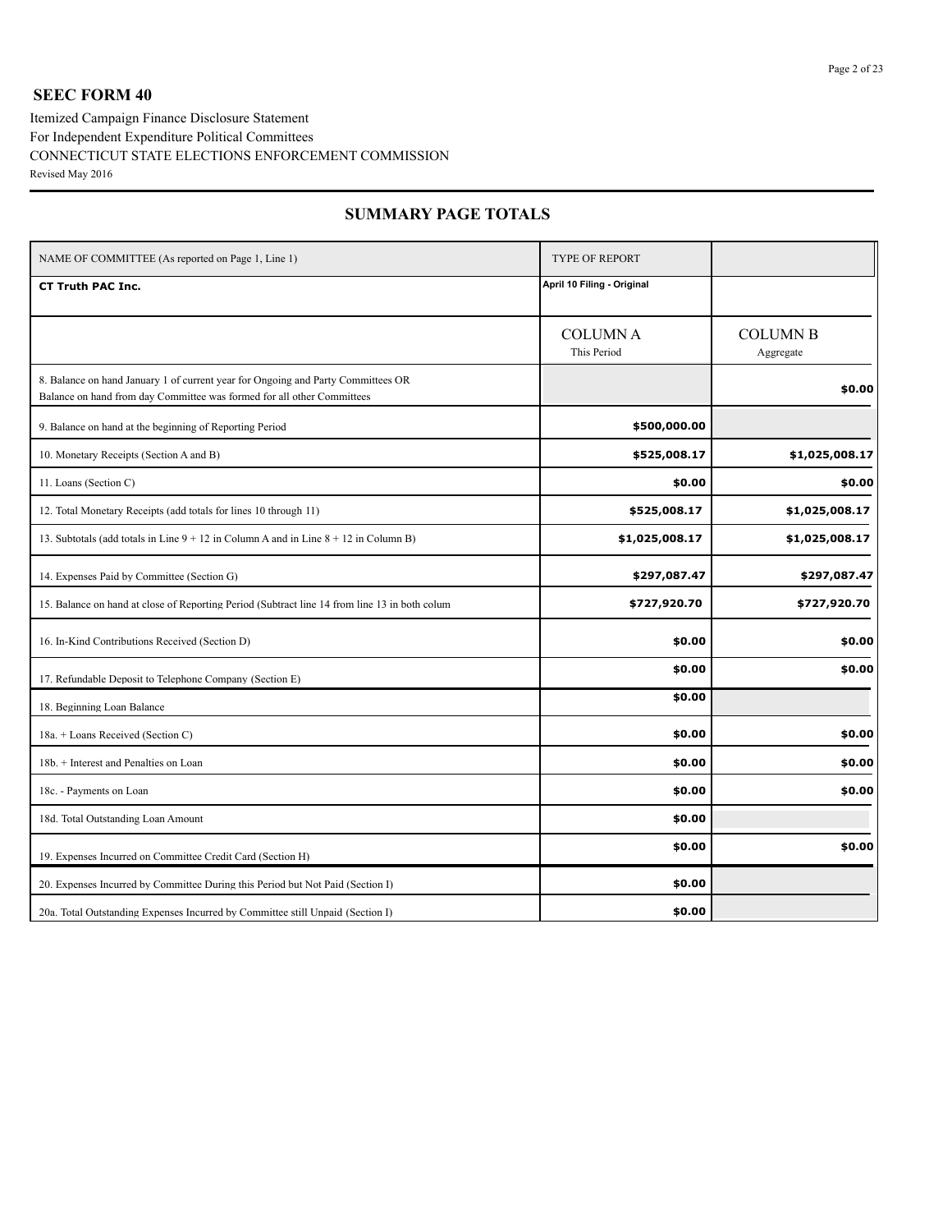## SEEC FORM 40

Itemized Campaign Finance Disclosure Statement
For Independent Expenditure Political Committees
CONNECTICUT STATE ELECTIONS ENFORCEMENT COMMISSION
Revised May 2016

## SUMMARY PAGE TOTALS

| NAME OF COMMITTEE (As reported on Page 1, Line 1) | TYPE OF REPORT | |
|---|---|---|
| **CT Truth PAC Inc.** | **April 10 Filing - Original** | |
| | COLUMN A<br>This Period | COLUMN B<br>Aggregate |
| 8. Balance on hand January 1 of current year for Ongoing and Party Committees OR Balance on hand from day Committee was formed for all other Committees | | **$0.00** |
| 9. Balance on hand at the beginning of Reporting Period | **$500,000.00** | |
| 10. Monetary Receipts (Section A and B) | **$525,008.17** | **$1,025,008.17** |
| 11. Loans (Section C) | **$0.00** | **$0.00** |
| 12. Total Monetary Receipts (add totals for lines 10 through 11) | **$525,008.17** | **$1,025,008.17** |
| 13. Subtotals (add totals in Line 9 + 12 in Column A and in Line 8 + 12 in Column B) | **$1,025,008.17** | **$1,025,008.17** |
| 14. Expenses Paid by Committee (Section G) | **$297,087.47** | **$297,087.47** |
| 15. Balance on hand at close of Reporting Period (Subtract line 14 from line 13 in both colum | **$727,920.70** | **$727,920.70** |
| 16. In-Kind Contributions Received (Section D) | **$0.00** | **$0.00** |
| 17. Refundable Deposit to Telephone Company (Section E) | **$0.00** | **$0.00** |
| 18. Beginning Loan Balance | **$0.00** | |
| 18a. + Loans Received (Section C) | **$0.00** | **$0.00** |
| 18b. + Interest and Penalties on Loan | **$0.00** | **$0.00** |
| 18c. - Payments on Loan | **$0.00** | **$0.00** |
| 18d. Total Outstanding Loan Amount | **$0.00** | |
| 19. Expenses Incurred on Committee Credit Card (Section H) | **$0.00** | **$0.00** |
| 20. Expenses Incurred by Committee During this Period but Not Paid (Section I) | **$0.00** | |
| 20a. Total Outstanding Expenses Incurred by Committee still Unpaid (Section I) | **$0.00** | |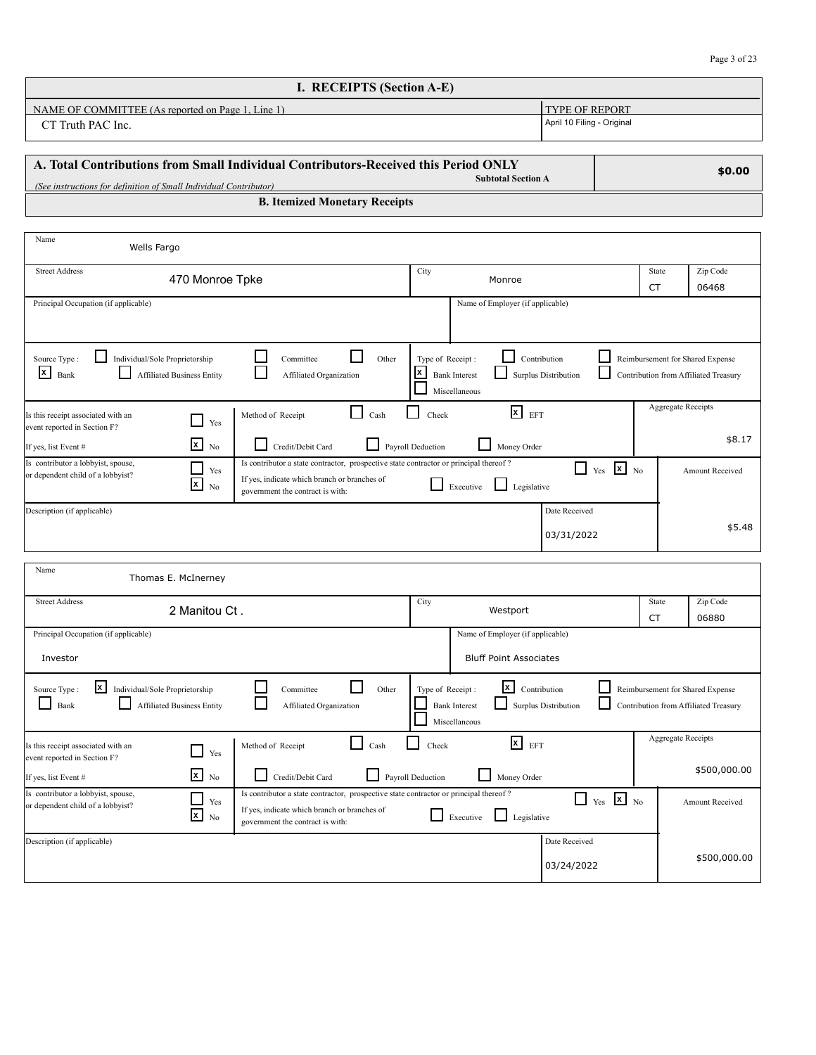# I. RECEIPTS (Section A-E)

| NAME OF COMMITTEE (As reported on Page 1, Line 1) | TYPE OF REPORT |
|---|---|
| CT Truth PAC Inc. | April 10 Filing - Original |

## A. Total Contributions from Small Individual Contributors-Received this Period ONLY

*(See instructions for definition of Small Individual Contributor)*

**Subtotal Section A** — **$0.00**

## B. Itemized Monetary Receipts

| Field | Value |
|---|---|
| Name | Wells Fargo |
| Street Address | 470 Monroe Tpke |
| City | Monroe |
| State | CT |
| Zip Code | 06468 |
| Principal Occupation (if applicable) | |
| Name of Employer (if applicable) | |
| Source Type | [ ] Individual/Sole Proprietorship [ ] Committee [ ] Other [x] Bank [ ] Affiliated Business Entity [ ] Affiliated Organization |
| Type of Receipt | [ ] Contribution [ ] Reimbursement for Shared Expense [x] Bank Interest [ ] Surplus Distribution [ ] Contribution from Affiliated Treasury [ ] Miscellaneous |
| Is this receipt associated with an event reported in Section F? | [ ] Yes [x] No |
| If yes, list Event # | |
| Method of Receipt | [ ] Cash [ ] Check [x] EFT [ ] Credit/Debit Card [ ] Payroll Deduction [ ] Money Order |
| Aggregate Receipts | $8.17 |
| Is contributor a lobbyist, spouse, or dependent child of a lobbyist? | [ ] Yes [x] No |
| Is contributor a state contractor, prospective state contractor or principal thereof? | [ ] Yes [x] No |
| If yes, indicate which branch or branches of government the contract is with: | [ ] Executive [ ] Legislative |
| Description (if applicable) | |
| Date Received | 03/31/2022 |
| Amount Received | $5.48 |

| Field | Value |
|---|---|
| Name | Thomas E. McInerney |
| Street Address | 2 Manitou Ct . |
| City | Westport |
| State | CT |
| Zip Code | 06880 |
| Principal Occupation (if applicable) | Investor |
| Name of Employer (if applicable) | Bluff Point Associates |
| Source Type | [x] Individual/Sole Proprietorship [ ] Committee [ ] Other [ ] Bank [ ] Affiliated Business Entity [ ] Affiliated Organization |
| Type of Receipt | [x] Contribution [ ] Reimbursement for Shared Expense [ ] Bank Interest [ ] Surplus Distribution [ ] Contribution from Affiliated Treasury [ ] Miscellaneous |
| Is this receipt associated with an event reported in Section F? | [ ] Yes [x] No |
| If yes, list Event # | |
| Method of Receipt | [ ] Cash [ ] Check [x] EFT [ ] Credit/Debit Card [ ] Payroll Deduction [ ] Money Order |
| Aggregate Receipts | $500,000.00 |
| Is contributor a lobbyist, spouse, or dependent child of a lobbyist? | [ ] Yes [x] No |
| Is contributor a state contractor, prospective state contractor or principal thereof? | [ ] Yes [x] No |
| If yes, indicate which branch or branches of government the contract is with: | [ ] Executive [ ] Legislative |
| Description (if applicable) | |
| Date Received | 03/24/2022 |
| Amount Received | $500,000.00 |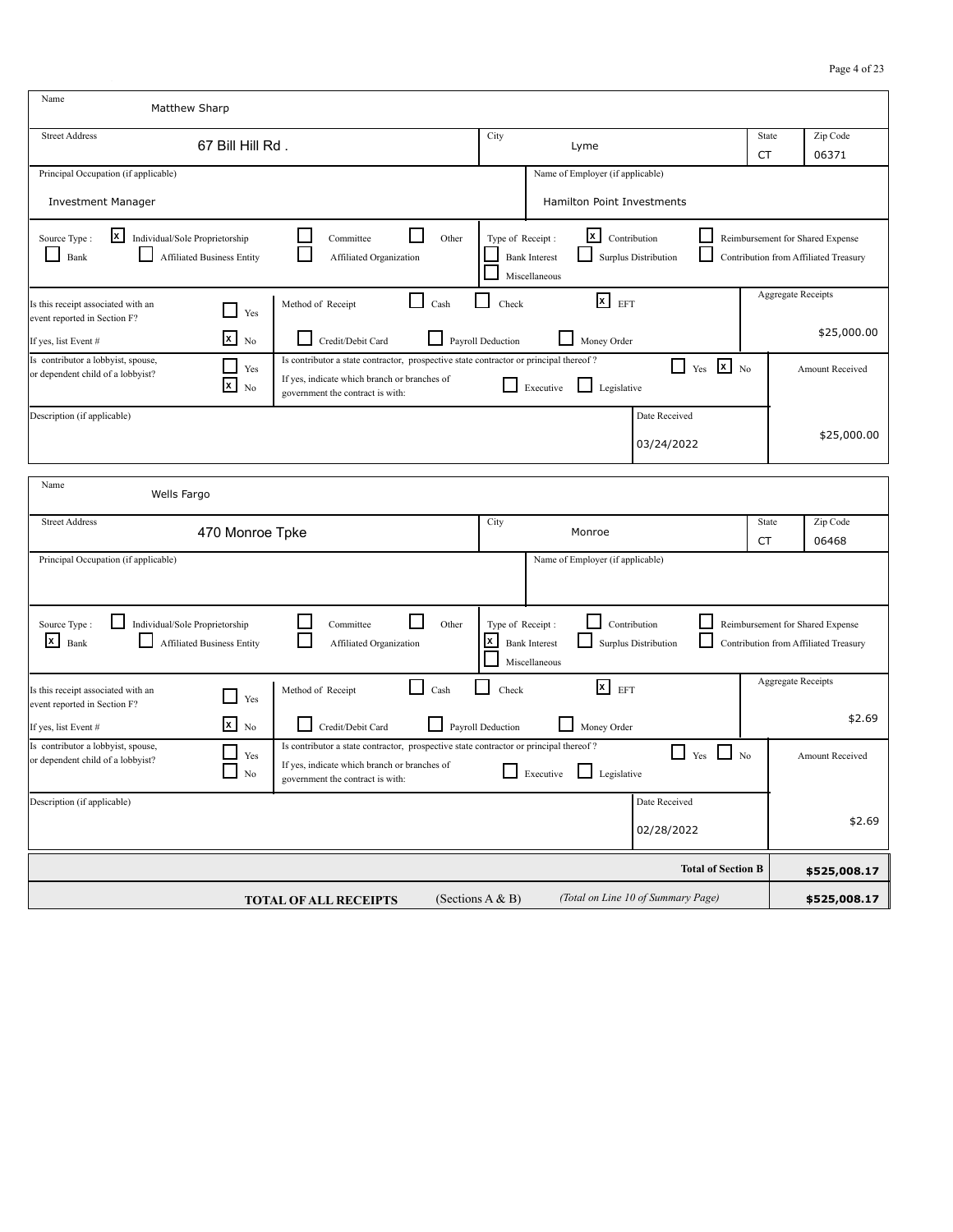| Field | Value |
|---|---|
| Name | Matthew Sharp |
| Street Address | 67 Bill Hill Rd . |
| City | Lyme |
| State | CT |
| Zip Code | 06371 |
| Principal Occupation (if applicable) | Investment Manager |
| Name of Employer (if applicable) | Hamilton Point Investments |
| Source Type | [x] Individual/Sole Proprietorship [ ] Committee [ ] Other [ ] Bank [ ] Affiliated Business Entity [ ] Affiliated Organization |
| Type of Receipt | [x] Contribution [ ] Reimbursement for Shared Expense [ ] Bank Interest [ ] Surplus Distribution [ ] Contribution from Affiliated Treasury [ ] Miscellaneous |
| Is this receipt associated with an event reported in Section F? | [ ] Yes [x] No |
| If yes, list Event # | |
| Method of Receipt | [ ] Cash [ ] Check [x] EFT [ ] Credit/Debit Card [ ] Payroll Deduction [ ] Money Order |
| Aggregate Receipts | $25,000.00 |
| Is contributor a lobbyist, spouse, or dependent child of a lobbyist? | [ ] Yes [x] No |
| Is contributor a state contractor, prospective state contractor or principal thereof ? | [ ] Yes [x] No |
| If yes, indicate which branch or branches of government the contract is with: | [ ] Executive [ ] Legislative |
| Description (if applicable) | |
| Date Received | 03/24/2022 |
| Amount Received | $25,000.00 |

| Field | Value |
|---|---|
| Name | Wells Fargo |
| Street Address | 470 Monroe Tpke |
| City | Monroe |
| State | CT |
| Zip Code | 06468 |
| Principal Occupation (if applicable) | |
| Name of Employer (if applicable) | |
| Source Type | [ ] Individual/Sole Proprietorship [ ] Committee [ ] Other [x] Bank [ ] Affiliated Business Entity [ ] Affiliated Organization |
| Type of Receipt | [ ] Contribution [ ] Reimbursement for Shared Expense [x] Bank Interest [ ] Surplus Distribution [ ] Contribution from Affiliated Treasury [ ] Miscellaneous |
| Is this receipt associated with an event reported in Section F? | [ ] Yes [x] No |
| If yes, list Event # | |
| Method of Receipt | [ ] Cash [ ] Check [x] EFT [ ] Credit/Debit Card [ ] Payroll Deduction [ ] Money Order |
| Aggregate Receipts | $2.69 |
| Is contributor a lobbyist, spouse, or dependent child of a lobbyist? | [ ] Yes [ ] No |
| Is contributor a state contractor, prospective state contractor or principal thereof ? | [ ] Yes [ ] No |
| If yes, indicate which branch or branches of government the contract is with: | [ ] Executive [ ] Legislative |
| Description (if applicable) | |
| Date Received | 02/28/2022 |
| Amount Received | $2.69 |

| | |
|---|---|
| **Total of Section B** | **$525,008.17** |
| **TOTAL OF ALL RECEIPTS** (Sections A & B) *(Total on Line 10 of Summary Page)* | **$525,008.17** |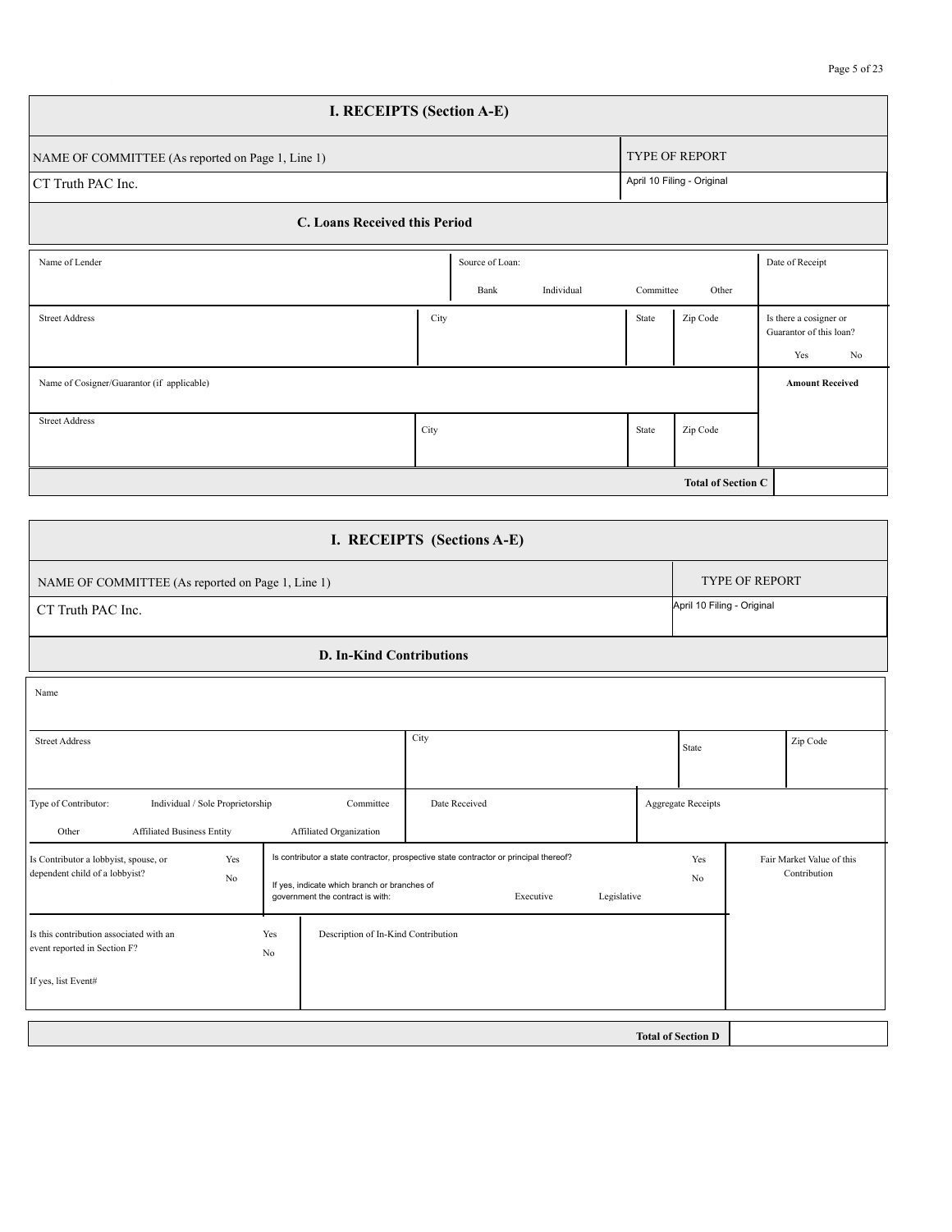# I. RECEIPTS (Section A-E)

| NAME OF COMMITTEE (As reported on Page 1, Line 1) | TYPE OF REPORT |
|---|---|
| CT Truth PAC Inc. | April 10 Filing - Original |

## C. Loans Received this Period

| Name of Lender | Source of Loan: Bank Individual Committee Other | | | Date of Receipt |
|---|---|---|---|---|
| Street Address | City | State | Zip Code | Is there a cosigner or Guarantor of this loan? Yes No |
| Name of Cosigner/Guarantor (if applicable) | | | | **Amount Received** |
| Street Address | City | State | Zip Code | |
| | | | **Total of Section C** | |

# I. RECEIPTS (Sections A-E)

| NAME OF COMMITTEE (As reported on Page 1, Line 1) | TYPE OF REPORT |
|---|---|
| CT Truth PAC Inc. | April 10 Filing - Original |

## D. In-Kind Contributions

| Name | | | |
|---|---|---|---|
| Street Address | City | State | Zip Code |
| Type of Contributor: Individual / Sole Proprietorship Committee Other Affiliated Business Entity Affiliated Organization | Date Received | Aggregate Receipts | |
| Is Contributor a lobbyist, spouse, or dependent child of a lobbyist? Yes No | Is contributor a state contractor, prospective state contractor or principal thereof? Yes No<br>If yes, indicate which branch or branches of government the contract is with: Executive Legislative | | Fair Market Value of this Contribution |
| Is this contribution associated with an event reported in Section F? Yes No<br>If yes, list Event# | Description of In-Kind Contribution | | |
| | | **Total of Section D** | |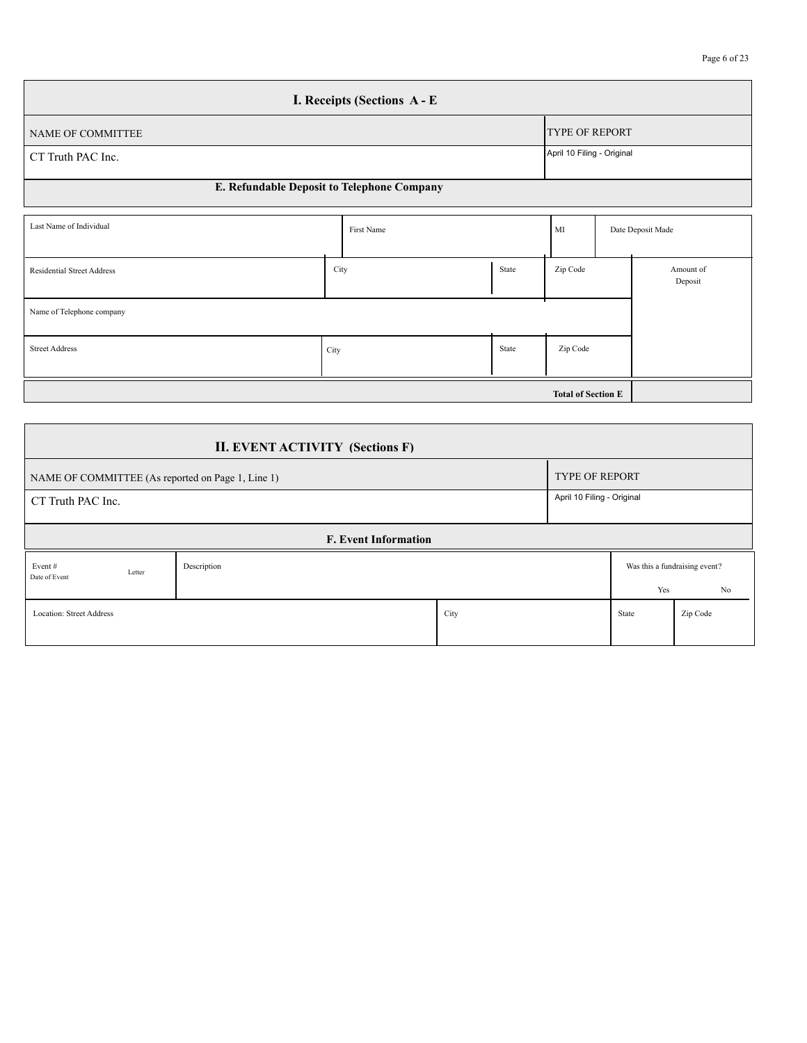## I. Receipts (Sections A - E

| NAME OF COMMITTEE | TYPE OF REPORT |
|---|---|
| CT Truth PAC Inc. | April 10 Filing - Original |

### E. Refundable Deposit to Telephone Company

| Last Name of Individual | First Name | MI | Date Deposit Made |
|---|---|---|---|
| | | | |

| Residential Street Address | City | State | Zip Code | Amount of Deposit |
|---|---|---|---|---|
| | | | | |

| Name of Telephone company |
|---|
| |

| Street Address | City | State | Zip Code |
|---|---|---|---|
| | | | |

| Total of Section E | |
|---|---|

## II. EVENT ACTIVITY (Sections F)

| NAME OF COMMITTEE (As reported on Page 1, Line 1) | TYPE OF REPORT |
|---|---|
| CT Truth PAC Inc. | April 10 Filing - Original |

### F. Event Information

| Event # Date of Event | Letter | Description | Was this a fundraising event? Yes | No |
|---|---|---|---|---|
| | | | | |

| Location: Street Address | City | State | Zip Code |
|---|---|---|---|
| | | | |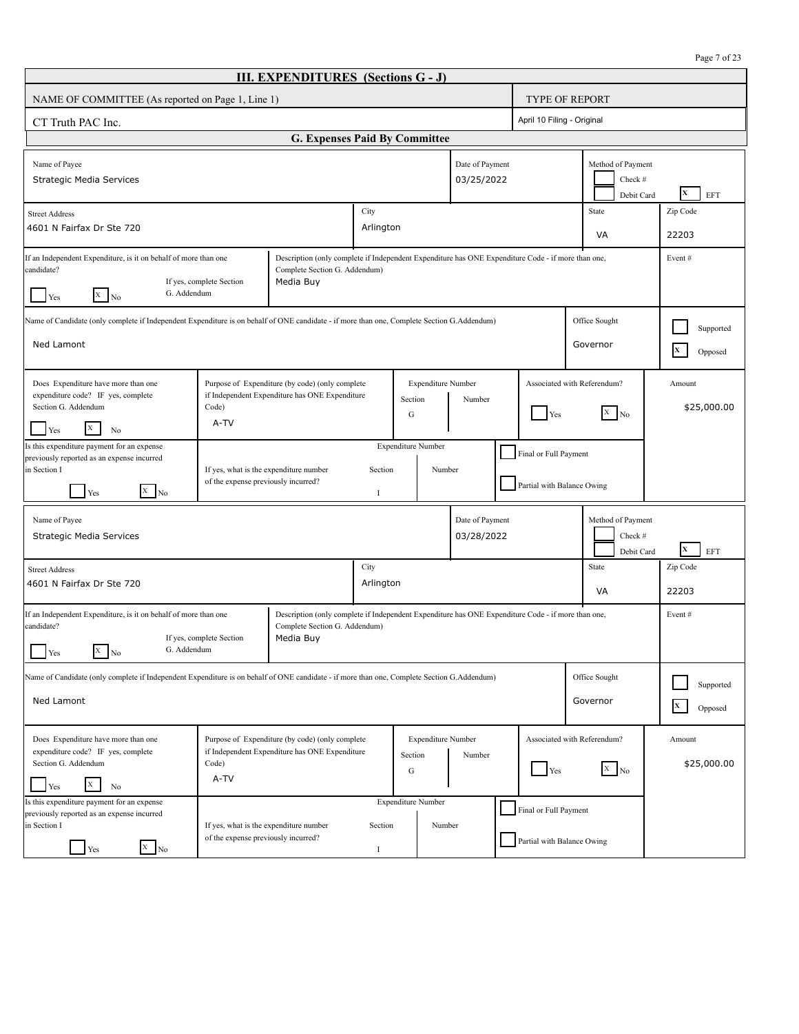# III. EXPENDITURES (Sections G - J)

| NAME OF COMMITTEE (As reported on Page 1, Line 1) | TYPE OF REPORT |
|---|---|
| CT Truth PAC Inc. | April 10 Filing - Original |

## G. Expenses Paid By Committee

### Entry 1

| Name of Payee | Date of Payment | Method of Payment |
|---|---|---|
| Strategic Media Services | 03/25/2022 | [ ] Check # [ ] Debit Card [X] EFT |

| Street Address | City | State | Zip Code |
|---|---|---|---|
| 4601 N Fairfax Dr Ste 720 | Arlington | VA | 22203 |

| If an Independent Expenditure, is it on behalf of more than one candidate? If yes, complete Section G. Addendum | Description (only complete if Independent Expenditure has ONE Expenditure Code - if more than one, Complete Section G. Addendum) | Event # |
|---|---|---|
| [ ] Yes [X] No | Media Buy | |

| Name of Candidate (only complete if Independent Expenditure is on behalf of ONE candidate - if more than one, Complete Section G.Addendum) | Office Sought | |
|---|---|---|
| Ned Lamont | Governor | [ ] Supported [X] Opposed |

| Does Expenditure have more than one expenditure code? IF yes, complete Section G. Addendum | Purpose of Expenditure (by code) (only complete if Independent Expenditure has ONE Expenditure Code) | Expenditure Number Section | Expenditure Number Number | Associated with Referendum? | Amount |
|---|---|---|---|---|---|
| [ ] Yes [X] No | A-TV | G | | [ ] Yes [X] No | $25,000.00 |

| Is this expenditure payment for an expense previously reported as an expense incurred in Section I | If yes, what is the expenditure number of the expense previously incurred? | Expenditure Number Section | Expenditure Number Number | |
|---|---|---|---|---|
| [ ] Yes [X] No | | I | | [ ] Final or Full Payment [ ] Partial with Balance Owing |

### Entry 2

| Name of Payee | Date of Payment | Method of Payment |
|---|---|---|
| Strategic Media Services | 03/28/2022 | [ ] Check # [ ] Debit Card [X] EFT |

| Street Address | City | State | Zip Code |
|---|---|---|---|
| 4601 N Fairfax Dr Ste 720 | Arlington | VA | 22203 |

| If an Independent Expenditure, is it on behalf of more than one candidate? If yes, complete Section G. Addendum | Description (only complete if Independent Expenditure has ONE Expenditure Code - if more than one, Complete Section G. Addendum) | Event # |
|---|---|---|
| [ ] Yes [X] No | Media Buy | |

| Name of Candidate (only complete if Independent Expenditure is on behalf of ONE candidate - if more than one, Complete Section G.Addendum) | Office Sought | |
|---|---|---|
| Ned Lamont | Governor | [ ] Supported [X] Opposed |

| Does Expenditure have more than one expenditure code? IF yes, complete Section G. Addendum | Purpose of Expenditure (by code) (only complete if Independent Expenditure has ONE Expenditure Code) | Expenditure Number Section | Expenditure Number Number | Associated with Referendum? | Amount |
|---|---|---|---|---|---|
| [ ] Yes [X] No | A-TV | G | | [ ] Yes [X] No | $25,000.00 |

| Is this expenditure payment for an expense previously reported as an expense incurred in Section I | If yes, what is the expenditure number of the expense previously incurred? | Expenditure Number Section | Expenditure Number Number | |
|---|---|---|---|---|
| [ ] Yes [X] No | | I | | [ ] Final or Full Payment [ ] Partial with Balance Owing |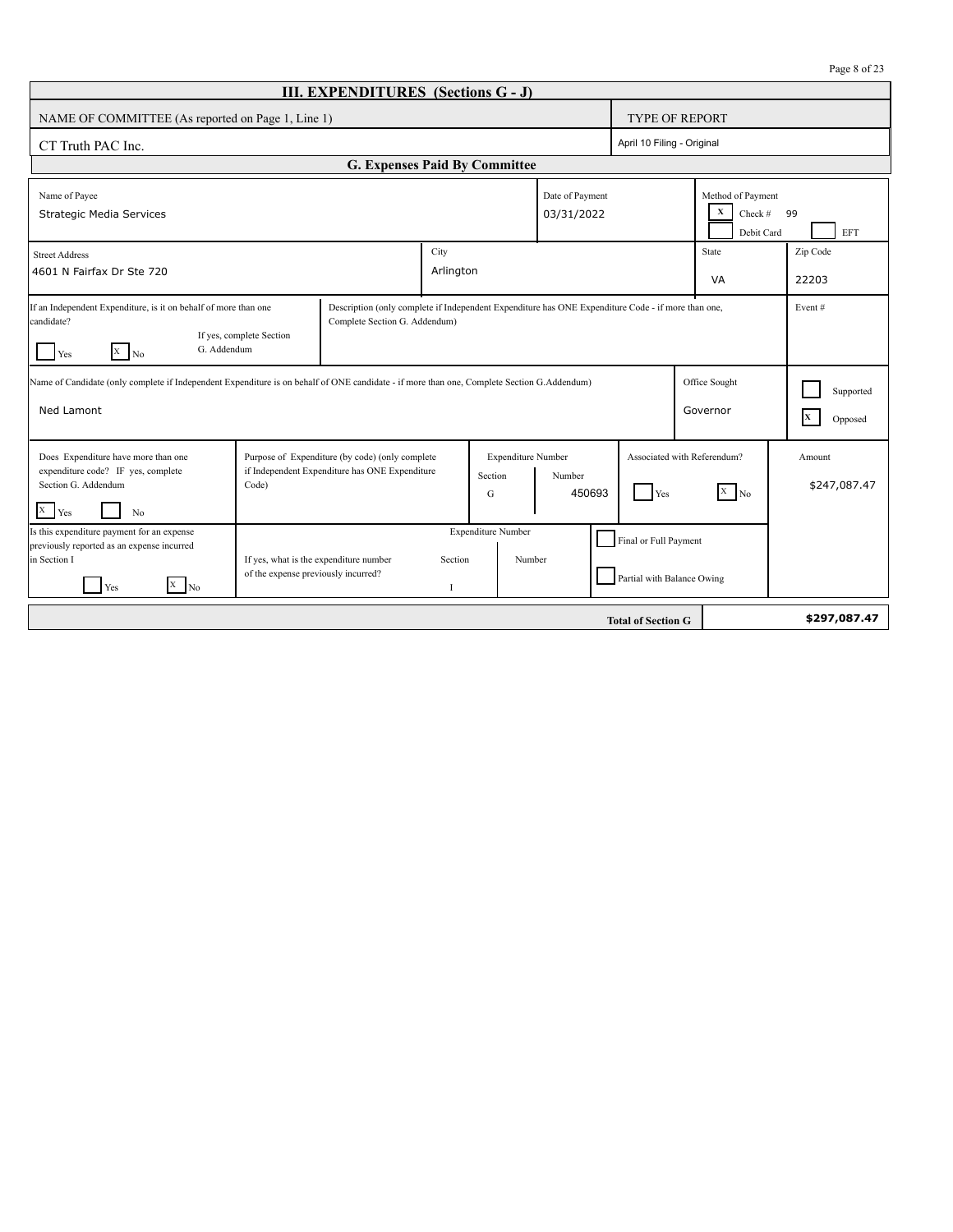# III. EXPENDITURES (Sections G - J)

| NAME OF COMMITTEE (As reported on Page 1, Line 1) | TYPE OF REPORT |
|---|---|
| CT Truth PAC Inc. | April 10 Filing - Original |

## G. Expenses Paid By Committee

| Name of Payee | Date of Payment | Method of Payment |
|---|---|---|
| Strategic Media Services | 03/31/2022 | [X] Check # 99 [ ] Debit Card [ ] EFT |

| Street Address | City | State | Zip Code |
|---|---|---|---|
| 4601 N Fairfax Dr Ste 720 | Arlington | VA | 22203 |

| If an Independent Expenditure, is it on behalf of more than one candidate? If yes, complete Section G. Addendum | Description (only complete if Independent Expenditure has ONE Expenditure Code - if more than one, Complete Section G. Addendum) | Event # |
|---|---|---|
| [ ] Yes [X] No | | |

| Name of Candidate (only complete if Independent Expenditure is on behalf of ONE candidate - if more than one, Complete Section G.Addendum) | Office Sought | |
|---|---|---|
| Ned Lamont | Governor | [ ] Supported [X] Opposed |

| Does Expenditure have more than one expenditure code? IF yes, complete Section G. Addendum | Purpose of Expenditure (by code) (only complete if Independent Expenditure has ONE Expenditure Code) | Expenditure Number Section | Expenditure Number Number | Associated with Referendum? | Amount |
|---|---|---|---|---|---|
| [X] Yes [ ] No | | G | 450693 | [ ] Yes [X] No | $247,087.47 |

| Is this expenditure payment for an expense previously reported as an expense incurred in Section I | If yes, what is the expenditure number of the expense previously incurred? | Expenditure Number Section | Expenditure Number Number | |
|---|---|---|---|---|
| [ ] Yes [X] No | | I | | [ ] Final or Full Payment [ ] Partial with Balance Owing |

| | |
|---|---|
| **Total of Section G** | **$297,087.47** |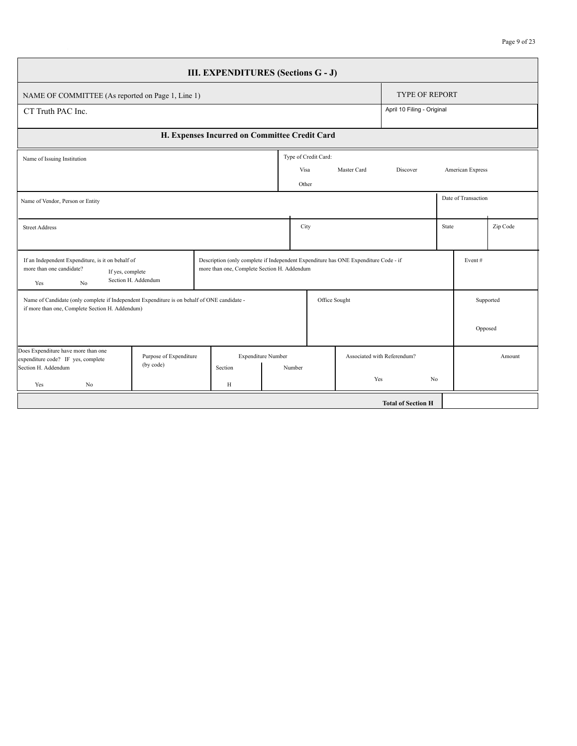## III. EXPENDITURES (Sections G - J)

| NAME OF COMMITTEE (As reported on Page 1, Line 1) | TYPE OF REPORT |
|---|---|
| CT Truth PAC Inc. | April 10 Filing - Original |

### H. Expenses Incurred on Committee Credit Card

| Name of Issuing Institution | Type of Credit Card: Visa Master Card Discover American Express Other |
|---|---|
| | |

| Name of Vendor, Person or Entity | Date of Transaction |
|---|---|
| | |

| Street Address | City | State | Zip Code |
|---|---|---|---|
| | | | |

| If an Independent Expenditure, is it on behalf of more than one candidate? If yes, complete Section H. Addendum Yes No | Description (only complete if Independent Expenditure has ONE Expenditure Code - if more than one, Complete Section H. Addendum | Event # |
|---|---|---|
| | | |

| Name of Candidate (only complete if Independent Expenditure is on behalf of ONE candidate - if more than one, Complete Section H. Addendum) | Office Sought | Supported Opposed |
|---|---|---|
| | | |

| Does Expenditure have more than one expenditure code? IF yes, complete Section H. Addendum | Purpose of Expenditure (by code) | Expenditure Number | | Associated with Referendum? | Amount |
|---|---|---|---|---|---|
| | | Section | Number | | |
| Yes No | | H | | Yes No | |

| Total of Section H | |
|---|---|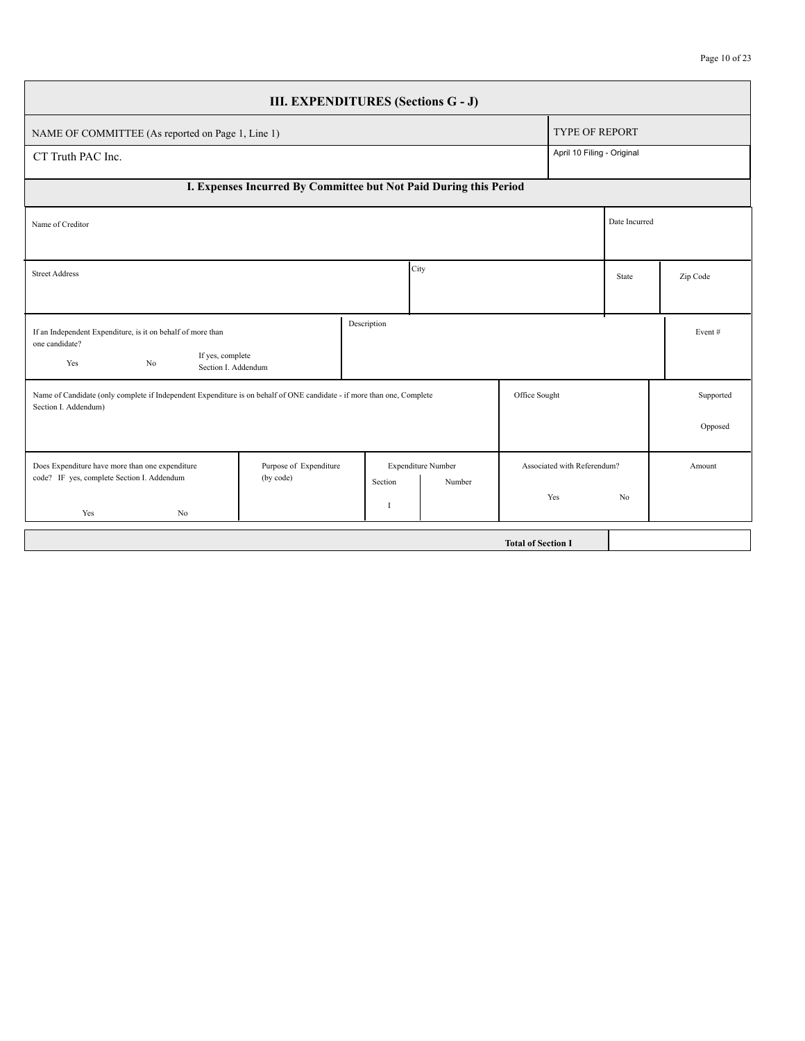# III. EXPENDITURES (Sections G - J)

| NAME OF COMMITTEE (As reported on Page 1, Line 1) | TYPE OF REPORT |
|---|---|
| CT Truth PAC Inc. | April 10 Filing - Original |

## I. Expenses Incurred By Committee but Not Paid During this Period

| Name of Creditor | | | Date Incurred | |
|---|---|---|---|---|
| Street Address | City | | State | Zip Code |

| If an Independent Expenditure, is it on behalf of more than one candidate? Yes No If yes, complete Section I. Addendum | Description | Event # |
|---|---|---|

| Name of Candidate (only complete if Independent Expenditure is on behalf of ONE candidate - if more than one, Complete Section I. Addendum) | Office Sought | Supported Opposed |
|---|---|---|

| Does Expenditure have more than one expenditure code? IF yes, complete Section I. Addendum | Purpose of Expenditure (by code) | Expenditure Number | | Associated with Referendum? | Amount |
|---|---|---|---|---|---|
| | | Section | Number | | |
| Yes No | | I | | Yes No | |

| Total of Section I | |
|---|---|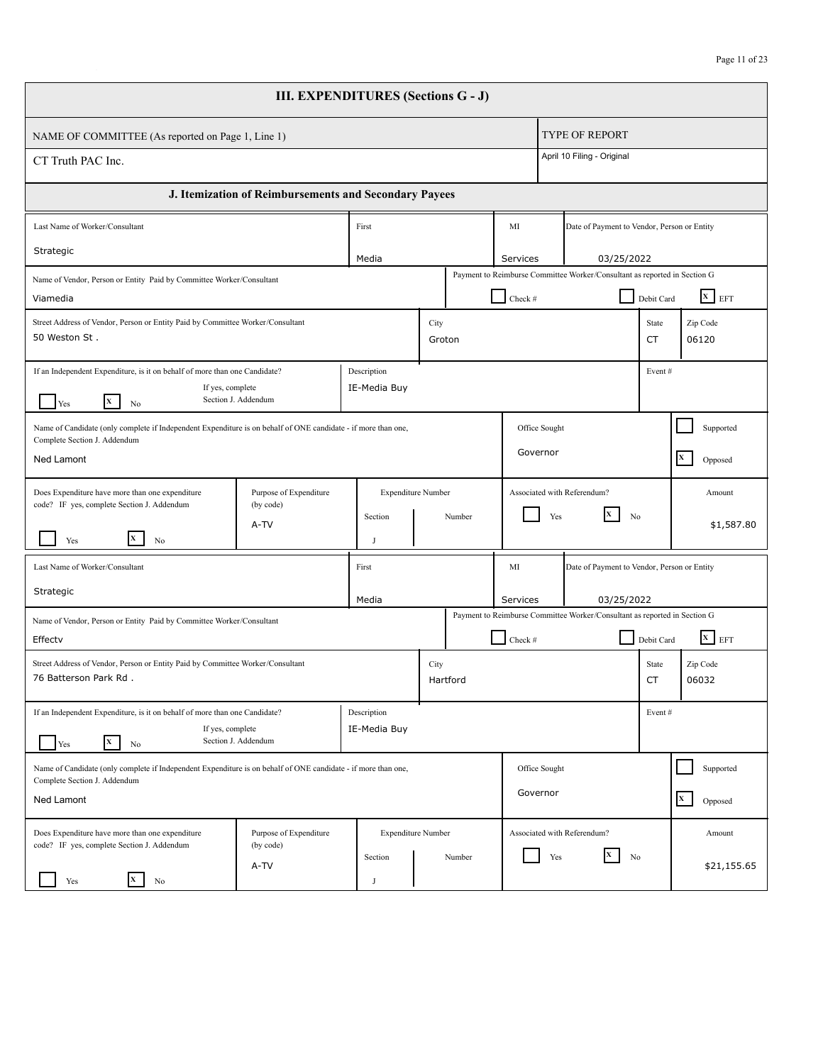# III. EXPENDITURES (Sections G - J)

| NAME OF COMMITTEE (As reported on Page 1, Line 1) | TYPE OF REPORT |
|---|---|
| CT Truth PAC Inc. | April 10 Filing - Original |

## J. Itemization of Reimbursements and Secondary Payees

### Entry 1

| Field | Value |
|---|---|
| Last Name of Worker/Consultant | Strategic |
| First | Media |
| MI | Services |
| Date of Payment to Vendor, Person or Entity | 03/25/2022 |
| Name of Vendor, Person or Entity Paid by Committee Worker/Consultant | Viamedia |
| Payment to Reimburse Committee Worker/Consultant as reported in Section G | [ ] Check # [ ] Debit Card [X] EFT |
| Street Address of Vendor, Person or Entity Paid by Committee Worker/Consultant | 50 Weston St . |
| City | Groton |
| State | CT |
| Zip Code | 06120 |
| If an Independent Expenditure, is it on behalf of more than one Candidate? If yes, complete Section J. Addendum | [ ] Yes [X] No |
| Description | IE-Media Buy |
| Event # | |
| Name of Candidate (only complete if Independent Expenditure is on behalf of ONE candidate - if more than one, Complete Section J. Addendum | Ned Lamont |
| Office Sought | Governor |
| Supported / Opposed | [ ] Supported [X] Opposed |
| Does Expenditure have more than one expenditure code? IF yes, complete Section J. Addendum | [ ] Yes [X] No |
| Purpose of Expenditure (by code) | A-TV |
| Expenditure Number — Section | J |
| Expenditure Number — Number | |
| Associated with Referendum? | [ ] Yes [X] No |
| Amount | $1,587.80 |

### Entry 2

| Field | Value |
|---|---|
| Last Name of Worker/Consultant | Strategic |
| First | Media |
| MI | Services |
| Date of Payment to Vendor, Person or Entity | 03/25/2022 |
| Name of Vendor, Person or Entity Paid by Committee Worker/Consultant | Effectv |
| Payment to Reimburse Committee Worker/Consultant as reported in Section G | [ ] Check # [ ] Debit Card [X] EFT |
| Street Address of Vendor, Person or Entity Paid by Committee Worker/Consultant | 76 Batterson Park Rd . |
| City | Hartford |
| State | CT |
| Zip Code | 06032 |
| If an Independent Expenditure, is it on behalf of more than one Candidate? If yes, complete Section J. Addendum | [ ] Yes [X] No |
| Description | IE-Media Buy |
| Event # | |
| Name of Candidate (only complete if Independent Expenditure is on behalf of ONE candidate - if more than one, Complete Section J. Addendum | Ned Lamont |
| Office Sought | Governor |
| Supported / Opposed | [ ] Supported [X] Opposed |
| Does Expenditure have more than one expenditure code? IF yes, complete Section J. Addendum | [ ] Yes [X] No |
| Purpose of Expenditure (by code) | A-TV |
| Expenditure Number — Section | J |
| Expenditure Number — Number | |
| Associated with Referendum? | [ ] Yes [X] No |
| Amount | $21,155.65 |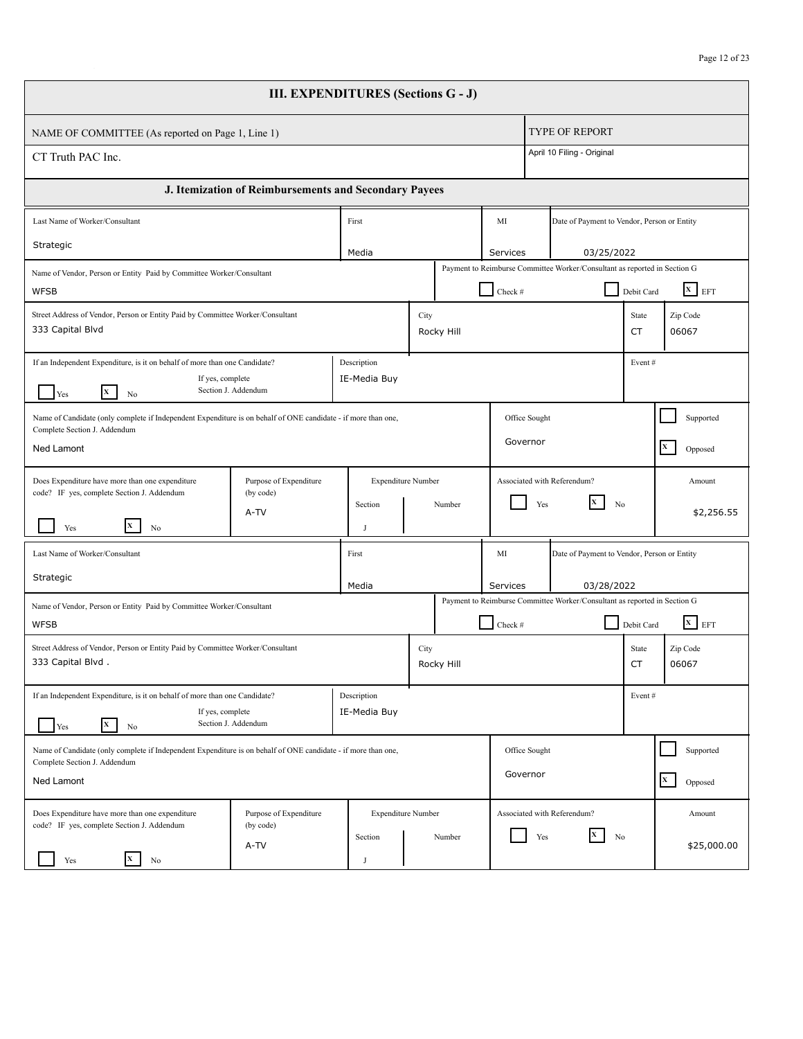# III. EXPENDITURES (Sections G - J)

| NAME OF COMMITTEE (As reported on Page 1, Line 1) | TYPE OF REPORT |
|---|---|
| CT Truth PAC Inc. | April 10 Filing - Original |

## J. Itemization of Reimbursements and Secondary Payees

| Field | Value |
|---|---|
| Last Name of Worker/Consultant | Strategic |
| First | Media |
| MI | Services |
| Date of Payment to Vendor, Person or Entity | 03/25/2022 |
| Name of Vendor, Person or Entity Paid by Committee Worker/Consultant | WFSB |
| Payment to Reimburse Committee Worker/Consultant as reported in Section G | [ ] Check # [ ] Debit Card [X] EFT |
| Street Address of Vendor, Person or Entity Paid by Committee Worker/Consultant | 333 Capital Blvd |
| City | Rocky Hill |
| State | CT |
| Zip Code | 06067 |
| If an Independent Expenditure, is it on behalf of more than one Candidate? (If yes, complete Section J. Addendum) | [ ] Yes [X] No |
| Description | IE-Media Buy |
| Event # | |
| Name of Candidate (only complete if Independent Expenditure is on behalf of ONE candidate - if more than one, Complete Section J. Addendum | Ned Lamont |
| Office Sought | Governor |
| Supported / Opposed | [ ] Supported [X] Opposed |
| Does Expenditure have more than one expenditure code? IF yes, complete Section J. Addendum | [ ] Yes [X] No |
| Purpose of Expenditure (by code) | A-TV |
| Expenditure Number (Section / Number) | J |
| Associated with Referendum? | [ ] Yes [X] No |
| Amount | $2,256.55 |

| Field | Value |
|---|---|
| Last Name of Worker/Consultant | Strategic |
| First | Media |
| MI | Services |
| Date of Payment to Vendor, Person or Entity | 03/28/2022 |
| Name of Vendor, Person or Entity Paid by Committee Worker/Consultant | WFSB |
| Payment to Reimburse Committee Worker/Consultant as reported in Section G | [ ] Check # [ ] Debit Card [X] EFT |
| Street Address of Vendor, Person or Entity Paid by Committee Worker/Consultant | 333 Capital Blvd . |
| City | Rocky Hill |
| State | CT |
| Zip Code | 06067 |
| If an Independent Expenditure, is it on behalf of more than one Candidate? (If yes, complete Section J. Addendum) | [ ] Yes [X] No |
| Description | IE-Media Buy |
| Event # | |
| Name of Candidate (only complete if Independent Expenditure is on behalf of ONE candidate - if more than one, Complete Section J. Addendum | Ned Lamont |
| Office Sought | Governor |
| Supported / Opposed | [ ] Supported [X] Opposed |
| Does Expenditure have more than one expenditure code? IF yes, complete Section J. Addendum | [ ] Yes [X] No |
| Purpose of Expenditure (by code) | A-TV |
| Expenditure Number (Section / Number) | J |
| Associated with Referendum? | [ ] Yes [X] No |
| Amount | $25,000.00 |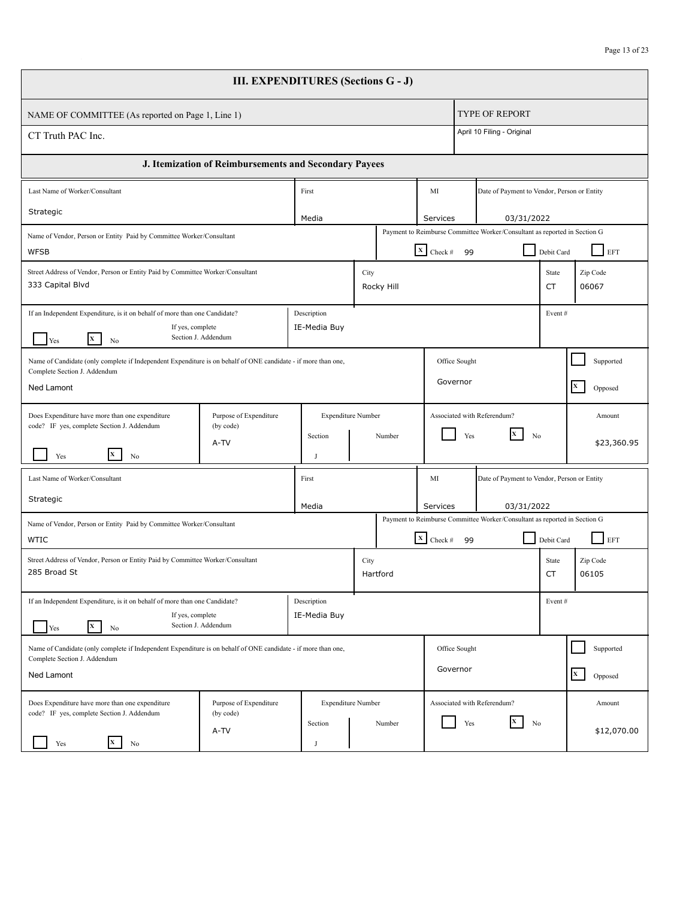# III. EXPENDITURES (Sections G - J)

| NAME OF COMMITTEE (As reported on Page 1, Line 1) | TYPE OF REPORT |
|---|---|
| CT Truth PAC Inc. | April 10 Filing - Original |

## J. Itemization of Reimbursements and Secondary Payees

| Field | Value |
|---|---|
| Last Name of Worker/Consultant | Strategic |
| First | Media |
| MI | Services |
| Date of Payment to Vendor, Person or Entity | 03/31/2022 |
| Name of Vendor, Person or Entity Paid by Committee Worker/Consultant | WFSB |
| Payment to Reimburse Committee Worker/Consultant as reported in Section G | [X] Check # 99 [ ] Debit Card [ ] EFT |
| Street Address of Vendor, Person or Entity Paid by Committee Worker/Consultant | 333 Capital Blvd |
| City | Rocky Hill |
| State | CT |
| Zip Code | 06067 |
| If an Independent Expenditure, is it on behalf of more than one Candidate? If yes, complete Section J. Addendum | [ ] Yes [X] No |
| Description | IE-Media Buy |
| Event # | |
| Name of Candidate (only complete if Independent Expenditure is on behalf of ONE candidate - if more than one, Complete Section J. Addendum | Ned Lamont |
| Office Sought | Governor |
| Supported / Opposed | [ ] Supported [X] Opposed |
| Does Expenditure have more than one expenditure code? IF yes, complete Section J. Addendum | [ ] Yes [X] No |
| Purpose of Expenditure (by code) | A-TV |
| Expenditure Number — Section | J |
| Expenditure Number — Number | |
| Associated with Referendum? | [ ] Yes [X] No |
| Amount | $23,360.95 |

| Field | Value |
|---|---|
| Last Name of Worker/Consultant | Strategic |
| First | Media |
| MI | Services |
| Date of Payment to Vendor, Person or Entity | 03/31/2022 |
| Name of Vendor, Person or Entity Paid by Committee Worker/Consultant | WTIC |
| Payment to Reimburse Committee Worker/Consultant as reported in Section G | [X] Check # 99 [ ] Debit Card [ ] EFT |
| Street Address of Vendor, Person or Entity Paid by Committee Worker/Consultant | 285 Broad St |
| City | Hartford |
| State | CT |
| Zip Code | 06105 |
| If an Independent Expenditure, is it on behalf of more than one Candidate? If yes, complete Section J. Addendum | [ ] Yes [X] No |
| Description | IE-Media Buy |
| Event # | |
| Name of Candidate (only complete if Independent Expenditure is on behalf of ONE candidate - if more than one, Complete Section J. Addendum | Ned Lamont |
| Office Sought | Governor |
| Supported / Opposed | [ ] Supported [X] Opposed |
| Does Expenditure have more than one expenditure code? IF yes, complete Section J. Addendum | [ ] Yes [X] No |
| Purpose of Expenditure (by code) | A-TV |
| Expenditure Number — Section | J |
| Expenditure Number — Number | |
| Associated with Referendum? | [ ] Yes [X] No |
| Amount | $12,070.00 |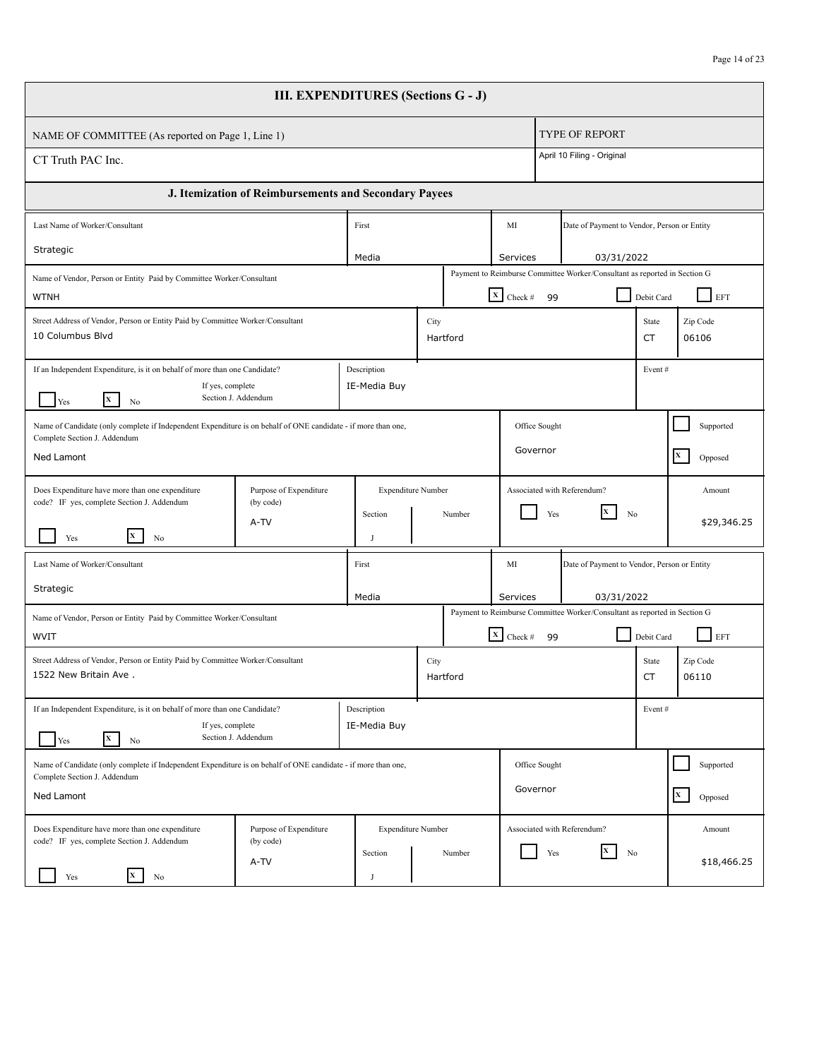## III. EXPENDITURES (Sections G - J)

| NAME OF COMMITTEE (As reported on Page 1, Line 1) | TYPE OF REPORT |
|---|---|
| CT Truth PAC Inc. | April 10 Filing - Original |

### J. Itemization of Reimbursements and Secondary Payees

| Field | Value |
|---|---|
| Last Name of Worker/Consultant | Strategic |
| First | Media |
| MI | Services |
| Date of Payment to Vendor, Person or Entity | 03/31/2022 |
| Name of Vendor, Person or Entity Paid by Committee Worker/Consultant | WTNH |
| Payment to Reimburse Committee Worker/Consultant as reported in Section G | [X] Check # 99 [ ] Debit Card [ ] EFT |
| Street Address of Vendor, Person or Entity Paid by Committee Worker/Consultant | 10 Columbus Blvd |
| City | Hartford |
| State | CT |
| Zip Code | 06106 |
| If an Independent Expenditure, is it on behalf of more than one Candidate? If yes, complete Section J. Addendum | [ ] Yes [X] No |
| Description | IE-Media Buy |
| Event # | |
| Name of Candidate (only complete if Independent Expenditure is on behalf of ONE candidate - if more than one, Complete Section J. Addendum | Ned Lamont |
| Office Sought | Governor |
| Supported / Opposed | [ ] Supported [X] Opposed |
| Does Expenditure have more than one expenditure code? IF yes, complete Section J. Addendum | [ ] Yes [X] No |
| Purpose of Expenditure (by code) | A-TV |
| Expenditure Number — Section | J |
| Expenditure Number — Number | |
| Associated with Referendum? | [ ] Yes [X] No |
| Amount | $29,346.25 |

| Field | Value |
|---|---|
| Last Name of Worker/Consultant | Strategic |
| First | Media |
| MI | Services |
| Date of Payment to Vendor, Person or Entity | 03/31/2022 |
| Name of Vendor, Person or Entity Paid by Committee Worker/Consultant | WVIT |
| Payment to Reimburse Committee Worker/Consultant as reported in Section G | [X] Check # 99 [ ] Debit Card [ ] EFT |
| Street Address of Vendor, Person or Entity Paid by Committee Worker/Consultant | 1522 New Britain Ave . |
| City | Hartford |
| State | CT |
| Zip Code | 06110 |
| If an Independent Expenditure, is it on behalf of more than one Candidate? If yes, complete Section J. Addendum | [ ] Yes [X] No |
| Description | IE-Media Buy |
| Event # | |
| Name of Candidate (only complete if Independent Expenditure is on behalf of ONE candidate - if more than one, Complete Section J. Addendum | Ned Lamont |
| Office Sought | Governor |
| Supported / Opposed | [ ] Supported [X] Opposed |
| Does Expenditure have more than one expenditure code? IF yes, complete Section J. Addendum | [ ] Yes [X] No |
| Purpose of Expenditure (by code) | A-TV |
| Expenditure Number — Section | J |
| Expenditure Number — Number | |
| Associated with Referendum? | [ ] Yes [X] No |
| Amount | $18,466.25 |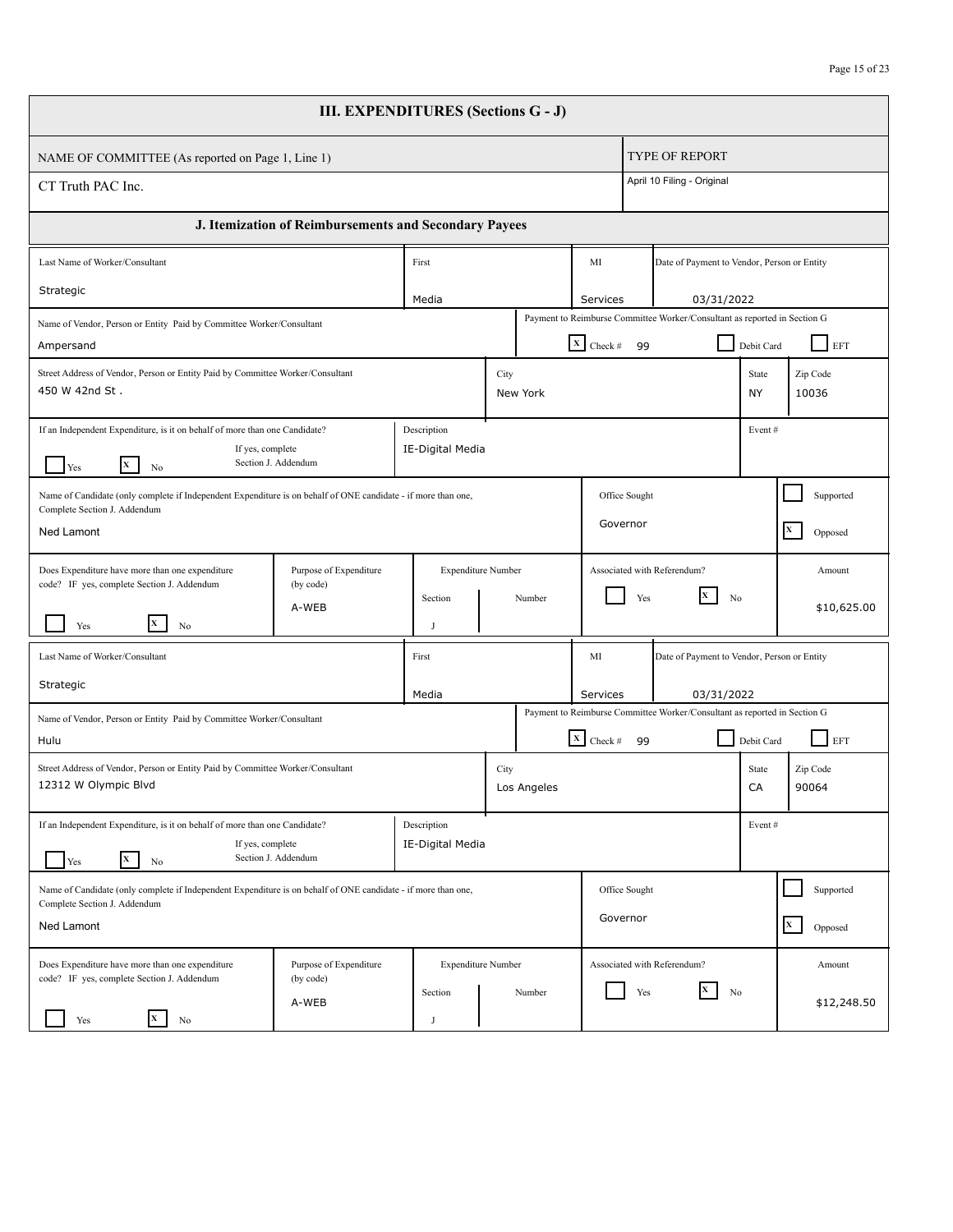# III. EXPENDITURES (Sections G - J)

| NAME OF COMMITTEE (As reported on Page 1, Line 1) | TYPE OF REPORT |
|---|---|
| CT Truth PAC Inc. | April 10 Filing - Original |

## J. Itemization of Reimbursements and Secondary Payees

| Field | Value |
|---|---|
| Last Name of Worker/Consultant | Strategic |
| First | Media |
| MI | Services |
| Date of Payment to Vendor, Person or Entity | 03/31/2022 |
| Name of Vendor, Person or Entity Paid by Committee Worker/Consultant | Ampersand |
| Payment to Reimburse Committee Worker/Consultant as reported in Section G | [X] Check # 99 [ ] Debit Card [ ] EFT |
| Street Address of Vendor, Person or Entity Paid by Committee Worker/Consultant | 450 W 42nd St . |
| City | New York |
| State | NY |
| Zip Code | 10036 |
| If an Independent Expenditure, is it on behalf of more than one Candidate? (If yes, complete Section J. Addendum) | [ ] Yes [X] No |
| Description | IE-Digital Media |
| Event # | |
| Name of Candidate (only complete if Independent Expenditure is on behalf of ONE candidate - if more than one, Complete Section J. Addendum | Ned Lamont |
| Office Sought | Governor |
| Supported / Opposed | [ ] Supported [X] Opposed |
| Does Expenditure have more than one expenditure code? IF yes, complete Section J. Addendum | [ ] Yes [X] No |
| Purpose of Expenditure (by code) | A-WEB |
| Expenditure Number | Section: J Number: |
| Associated with Referendum? | [ ] Yes [X] No |
| Amount | $10,625.00 |

| Field | Value |
|---|---|
| Last Name of Worker/Consultant | Strategic |
| First | Media |
| MI | Services |
| Date of Payment to Vendor, Person or Entity | 03/31/2022 |
| Name of Vendor, Person or Entity Paid by Committee Worker/Consultant | Hulu |
| Payment to Reimburse Committee Worker/Consultant as reported in Section G | [X] Check # 99 [ ] Debit Card [ ] EFT |
| Street Address of Vendor, Person or Entity Paid by Committee Worker/Consultant | 12312 W Olympic Blvd |
| City | Los Angeles |
| State | CA |
| Zip Code | 90064 |
| If an Independent Expenditure, is it on behalf of more than one Candidate? (If yes, complete Section J. Addendum) | [ ] Yes [X] No |
| Description | IE-Digital Media |
| Event # | |
| Name of Candidate (only complete if Independent Expenditure is on behalf of ONE candidate - if more than one, Complete Section J. Addendum | Ned Lamont |
| Office Sought | Governor |
| Supported / Opposed | [ ] Supported [X] Opposed |
| Does Expenditure have more than one expenditure code? IF yes, complete Section J. Addendum | [ ] Yes [X] No |
| Purpose of Expenditure (by code) | A-WEB |
| Expenditure Number | Section: J Number: |
| Associated with Referendum? | [ ] Yes [X] No |
| Amount | $12,248.50 |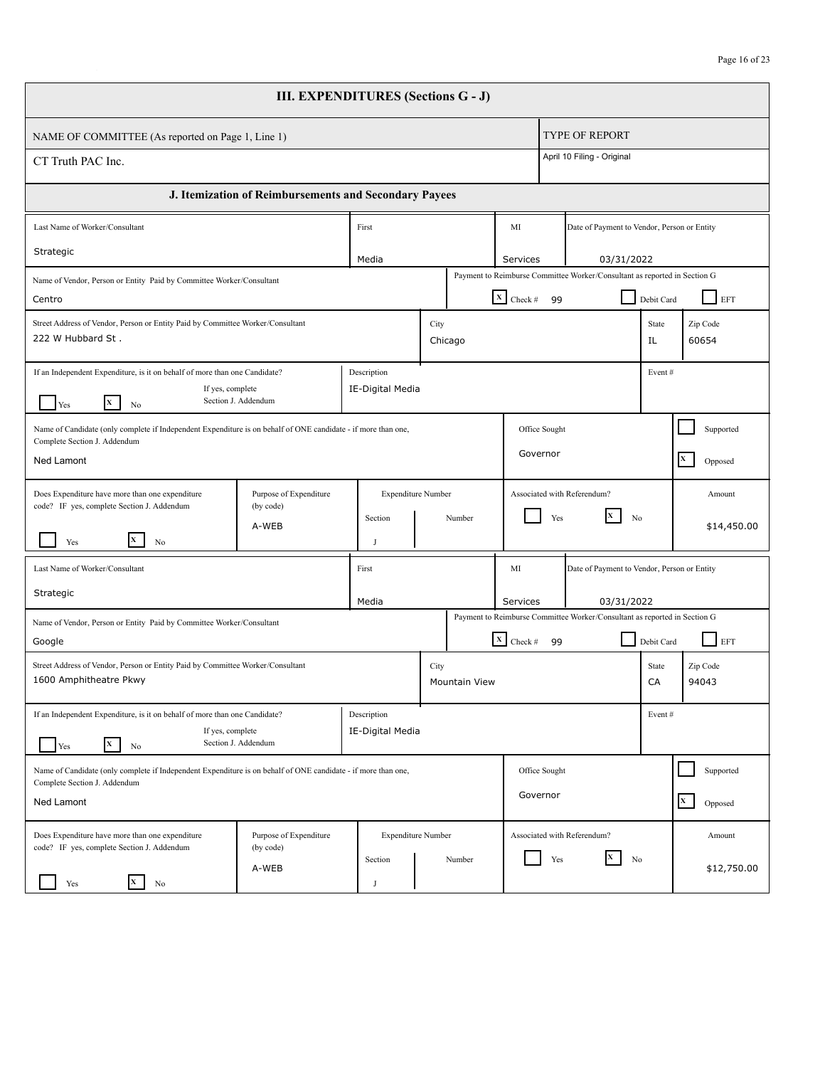# III. EXPENDITURES (Sections G - J)

| NAME OF COMMITTEE (As reported on Page 1, Line 1) | TYPE OF REPORT |
|---|---|
| CT Truth PAC Inc. | April 10 Filing - Original |

## J. Itemization of Reimbursements and Secondary Payees

| Field | Value |
|---|---|
| Last Name of Worker/Consultant | Strategic |
| First | Media |
| MI | Services |
| Date of Payment to Vendor, Person or Entity | 03/31/2022 |
| Name of Vendor, Person or Entity Paid by Committee Worker/Consultant | Centro |
| Payment to Reimburse Committee Worker/Consultant as reported in Section G | [X] Check # 99 [ ] Debit Card [ ] EFT |
| Street Address of Vendor, Person or Entity Paid by Committee Worker/Consultant | 222 W Hubbard St . |
| City | Chicago |
| State | IL |
| Zip Code | 60654 |
| If an Independent Expenditure, is it on behalf of more than one Candidate? (If yes, complete Section J. Addendum) | [ ] Yes [X] No |
| Description | IE-Digital Media |
| Event # | |
| Name of Candidate (only complete if Independent Expenditure is on behalf of ONE candidate - if more than one, Complete Section J. Addendum | Ned Lamont |
| Office Sought | Governor |
| Supported / Opposed | [ ] Supported [X] Opposed |
| Does Expenditure have more than one expenditure code? IF yes, complete Section J. Addendum | [ ] Yes [X] No |
| Purpose of Expenditure (by code) | A-WEB |
| Expenditure Number | Section: J Number: |
| Associated with Referendum? | [ ] Yes [X] No |
| Amount | $14,450.00 |

| Field | Value |
|---|---|
| Last Name of Worker/Consultant | Strategic |
| First | Media |
| MI | Services |
| Date of Payment to Vendor, Person or Entity | 03/31/2022 |
| Name of Vendor, Person or Entity Paid by Committee Worker/Consultant | Google |
| Payment to Reimburse Committee Worker/Consultant as reported in Section G | [X] Check # 99 [ ] Debit Card [ ] EFT |
| Street Address of Vendor, Person or Entity Paid by Committee Worker/Consultant | 1600 Amphitheatre Pkwy |
| City | Mountain View |
| State | CA |
| Zip Code | 94043 |
| If an Independent Expenditure, is it on behalf of more than one Candidate? (If yes, complete Section J. Addendum) | [ ] Yes [X] No |
| Description | IE-Digital Media |
| Event # | |
| Name of Candidate (only complete if Independent Expenditure is on behalf of ONE candidate - if more than one, Complete Section J. Addendum | Ned Lamont |
| Office Sought | Governor |
| Supported / Opposed | [ ] Supported [X] Opposed |
| Does Expenditure have more than one expenditure code? IF yes, complete Section J. Addendum | [ ] Yes [X] No |
| Purpose of Expenditure (by code) | A-WEB |
| Expenditure Number | Section: J Number: |
| Associated with Referendum? | [ ] Yes [X] No |
| Amount | $12,750.00 |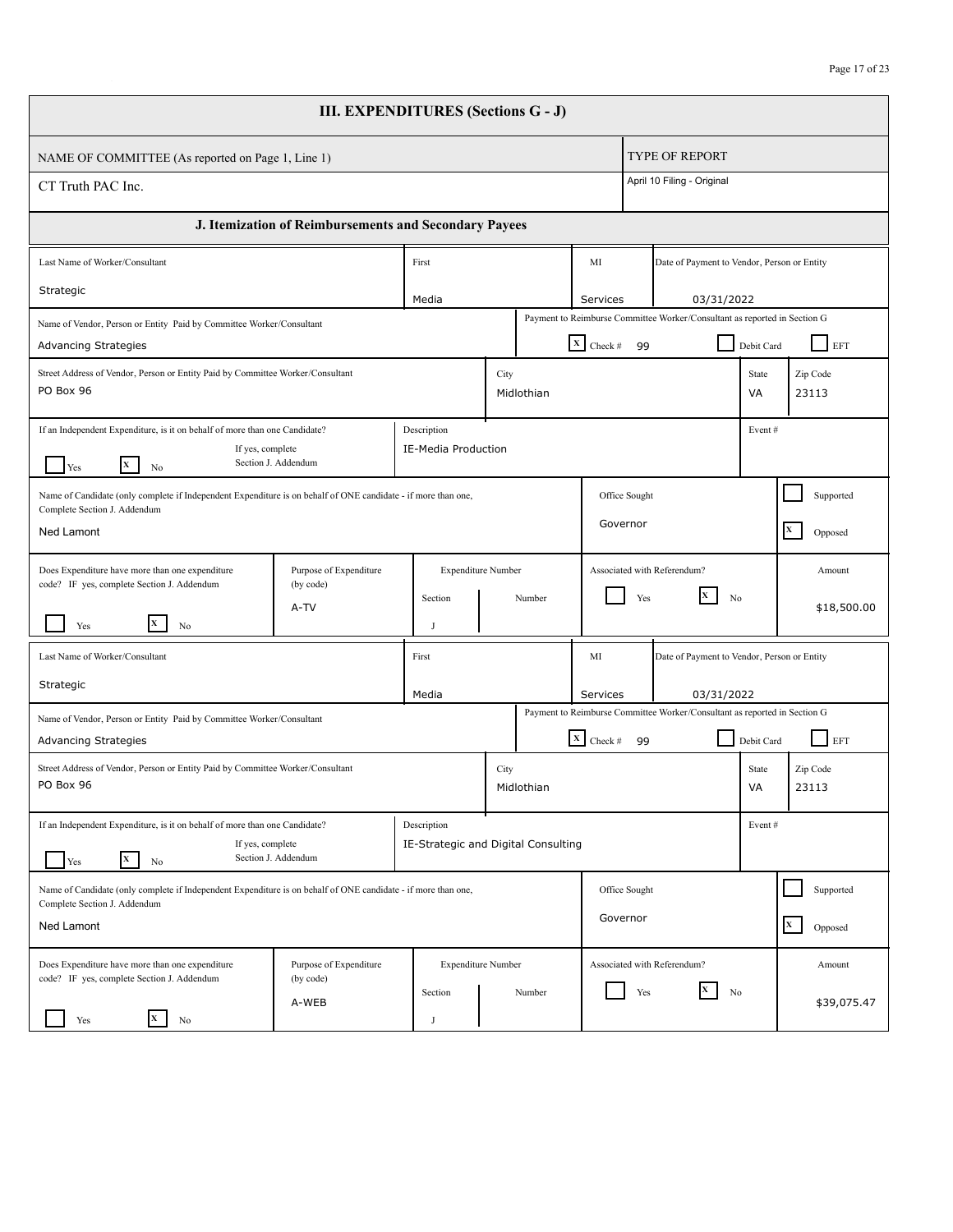## III. EXPENDITURES (Sections G - J)

| NAME OF COMMITTEE (As reported on Page 1, Line 1) | TYPE OF REPORT |
|---|---|
| CT Truth PAC Inc. | April 10 Filing - Original |

### J. Itemization of Reimbursements and Secondary Payees

| Field | Value |
|---|---|
| Last Name of Worker/Consultant | Strategic |
| First | Media |
| MI | Services |
| Date of Payment to Vendor, Person or Entity | 03/31/2022 |
| Name of Vendor, Person or Entity Paid by Committee Worker/Consultant | Advancing Strategies |
| Payment to Reimburse Committee Worker/Consultant as reported in Section G | [X] Check # 99 [ ] Debit Card [ ] EFT |
| Street Address of Vendor, Person or Entity Paid by Committee Worker/Consultant | PO Box 96 |
| City | Midlothian |
| State | VA |
| Zip Code | 23113 |
| If an Independent Expenditure, is it on behalf of more than one Candidate? (If yes, complete Section J. Addendum) | [ ] Yes [X] No |
| Description | IE-Media Production |
| Event # | |
| Name of Candidate (only complete if Independent Expenditure is on behalf of ONE candidate - if more than one, Complete Section J. Addendum) | Ned Lamont |
| Office Sought | Governor |
| Supported / Opposed | [ ] Supported [X] Opposed |
| Does Expenditure have more than one expenditure code? IF yes, complete Section J. Addendum | [ ] Yes [X] No |
| Purpose of Expenditure (by code) | A-TV |
| Expenditure Number | Section: J Number: |
| Associated with Referendum? | [ ] Yes [X] No |
| Amount | $18,500.00 |

| Field | Value |
|---|---|
| Last Name of Worker/Consultant | Strategic |
| First | Media |
| MI | Services |
| Date of Payment to Vendor, Person or Entity | 03/31/2022 |
| Name of Vendor, Person or Entity Paid by Committee Worker/Consultant | Advancing Strategies |
| Payment to Reimburse Committee Worker/Consultant as reported in Section G | [X] Check # 99 [ ] Debit Card [ ] EFT |
| Street Address of Vendor, Person or Entity Paid by Committee Worker/Consultant | PO Box 96 |
| City | Midlothian |
| State | VA |
| Zip Code | 23113 |
| If an Independent Expenditure, is it on behalf of more than one Candidate? (If yes, complete Section J. Addendum) | [ ] Yes [X] No |
| Description | IE-Strategic and Digital Consulting |
| Event # | |
| Name of Candidate (only complete if Independent Expenditure is on behalf of ONE candidate - if more than one, Complete Section J. Addendum) | Ned Lamont |
| Office Sought | Governor |
| Supported / Opposed | [ ] Supported [X] Opposed |
| Does Expenditure have more than one expenditure code? IF yes, complete Section J. Addendum | [ ] Yes [X] No |
| Purpose of Expenditure (by code) | A-WEB |
| Expenditure Number | Section: J Number: |
| Associated with Referendum? | [ ] Yes [X] No |
| Amount | $39,075.47 |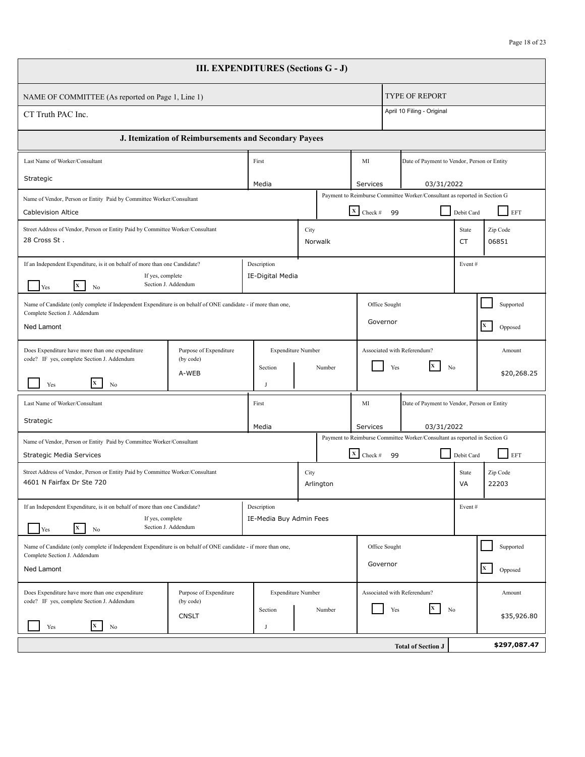# III. EXPENDITURES (Sections G - J)

| NAME OF COMMITTEE (As reported on Page 1, Line 1) | TYPE OF REPORT |
|---|---|
| CT Truth PAC Inc. | April 10 Filing - Original |

## J. Itemization of Reimbursements and Secondary Payees

| Field | Value |
|---|---|
| Last Name of Worker/Consultant | Strategic |
| First | Media |
| MI | Services |
| Date of Payment to Vendor, Person or Entity | 03/31/2022 |
| Name of Vendor, Person or Entity Paid by Committee Worker/Consultant | Cablevision Altice |
| Payment to Reimburse Committee Worker/Consultant as reported in Section G | [X] Check # 99 [ ] Debit Card [ ] EFT |
| Street Address of Vendor, Person or Entity Paid by Committee Worker/Consultant | 28 Cross St . |
| City | Norwalk |
| State | CT |
| Zip Code | 06851 |
| If an Independent Expenditure, is it on behalf of more than one Candidate? (If yes, complete Section J. Addendum) | [ ] Yes [X] No |
| Description | IE-Digital Media |
| Event # | |
| Name of Candidate (only complete if Independent Expenditure is on behalf of ONE candidate - if more than one, Complete Section J. Addendum) | Ned Lamont |
| Office Sought | Governor |
| Supported / Opposed | [ ] Supported [X] Opposed |
| Does Expenditure have more than one expenditure code? IF yes, complete Section J. Addendum | [ ] Yes [X] No |
| Purpose of Expenditure (by code) | A-WEB |
| Expenditure Number | Section: J Number: |
| Associated with Referendum? | [ ] Yes [X] No |
| Amount | $20,268.25 |

| Field | Value |
|---|---|
| Last Name of Worker/Consultant | Strategic |
| First | Media |
| MI | Services |
| Date of Payment to Vendor, Person or Entity | 03/31/2022 |
| Name of Vendor, Person or Entity Paid by Committee Worker/Consultant | Strategic Media Services |
| Payment to Reimburse Committee Worker/Consultant as reported in Section G | [X] Check # 99 [ ] Debit Card [ ] EFT |
| Street Address of Vendor, Person or Entity Paid by Committee Worker/Consultant | 4601 N Fairfax Dr Ste 720 |
| City | Arlington |
| State | VA |
| Zip Code | 22203 |
| If an Independent Expenditure, is it on behalf of more than one Candidate? (If yes, complete Section J. Addendum) | [ ] Yes [X] No |
| Description | IE-Media Buy Admin Fees |
| Event # | |
| Name of Candidate (only complete if Independent Expenditure is on behalf of ONE candidate - if more than one, Complete Section J. Addendum) | Ned Lamont |
| Office Sought | Governor |
| Supported / Opposed | [ ] Supported [X] Opposed |
| Does Expenditure have more than one expenditure code? IF yes, complete Section J. Addendum | [ ] Yes [X] No |
| Purpose of Expenditure (by code) | CNSLT |
| Expenditure Number | Section: J Number: |
| Associated with Referendum? | [ ] Yes [X] No |
| Amount | $35,926.80 |

| Total of Section J | $297,087.47 |
|---|---|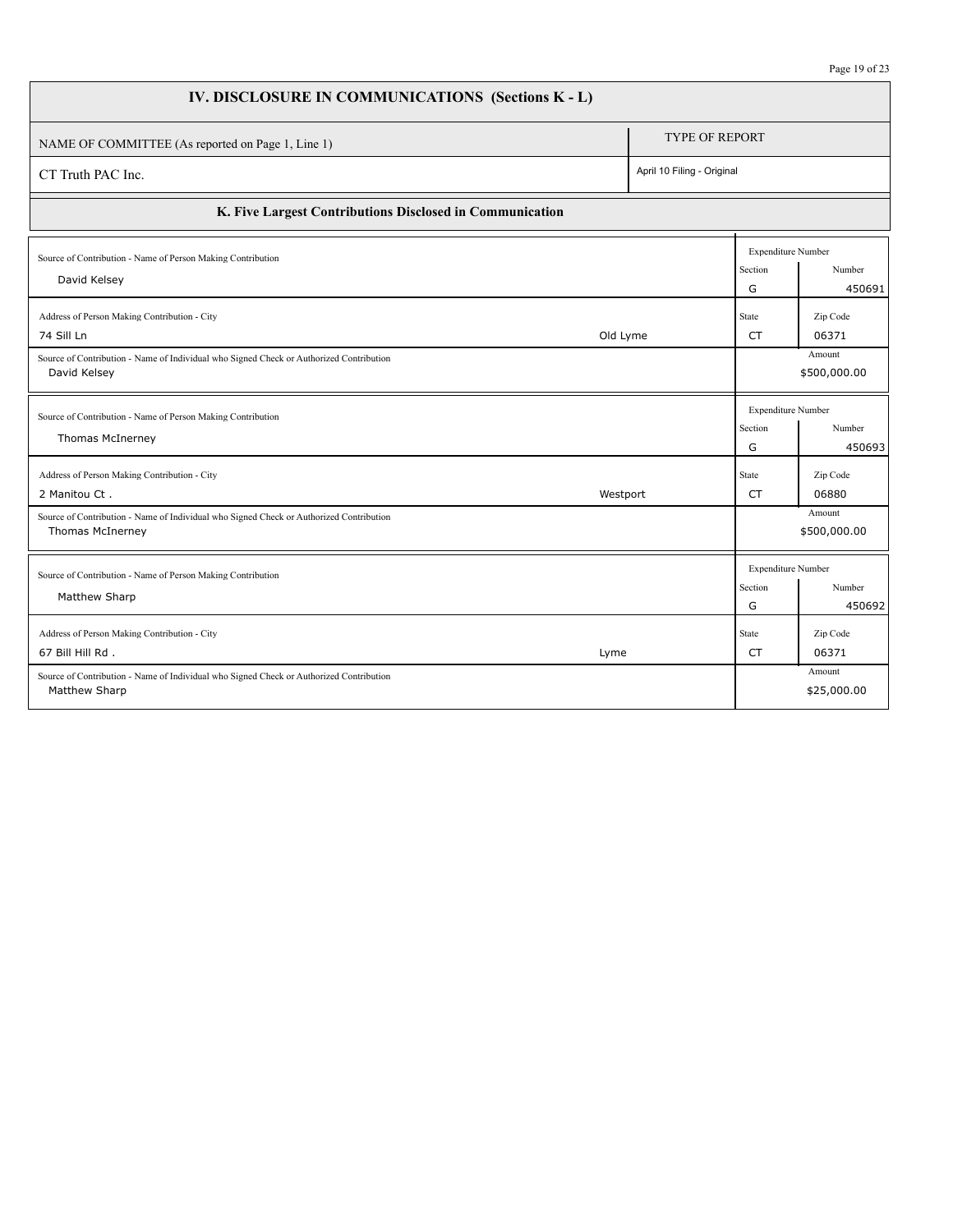# IV. DISCLOSURE IN COMMUNICATIONS (Sections K - L)

| NAME OF COMMITTEE (As reported on Page 1, Line 1) | TYPE OF REPORT |
|---|---|
| CT Truth PAC Inc. | April 10 Filing - Original |

## K. Five Largest Contributions Disclosed in Communication

| Source of Contribution - Name of Person Making Contribution | Address of Person Making Contribution | City | State | Zip Code | Name of Individual who Signed Check or Authorized Contribution | Expenditure Number - Section | Expenditure Number - Number | Amount |
|---|---|---|---|---|---|---|---|---|
| David Kelsey | 74 Sill Ln | Old Lyme | CT | 06371 | David Kelsey | G | 450691 | $500,000.00 |
| Thomas McInerney | 2 Manitou Ct . | Westport | CT | 06880 | Thomas McInerney | G | 450693 | $500,000.00 |
| Matthew Sharp | 67 Bill Hill Rd . | Lyme | CT | 06371 | Matthew Sharp | G | 450692 | $25,000.00 |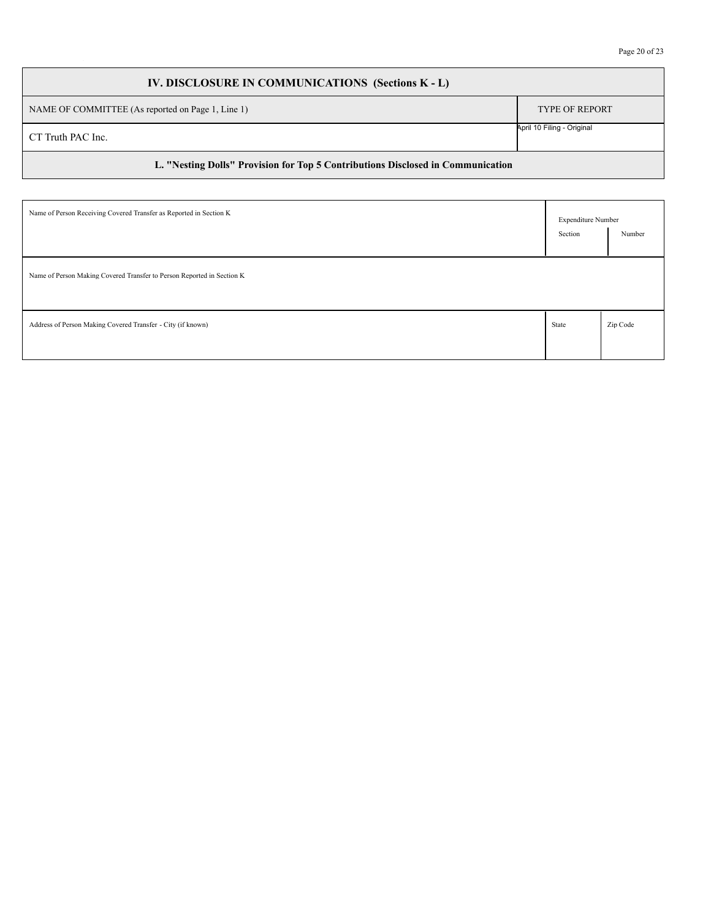## IV. DISCLOSURE IN COMMUNICATIONS (Sections K - L)

| NAME OF COMMITTEE (As reported on Page 1, Line 1) | TYPE OF REPORT |
|---|---|
| CT Truth PAC Inc. | April 10 Filing - Original |

### L. "Nesting Dolls" Provision for Top 5 Contributions Disclosed in Communication

| Name of Person Receiving Covered Transfer as Reported in Section K | Expenditure Number Section | Number |
|---|---|---|
| | | |

| Name of Person Making Covered Transfer to Person Reported in Section K |
|---|
| |

| Address of Person Making Covered Transfer - City (if known) | State | Zip Code |
|---|---|---|
| | | |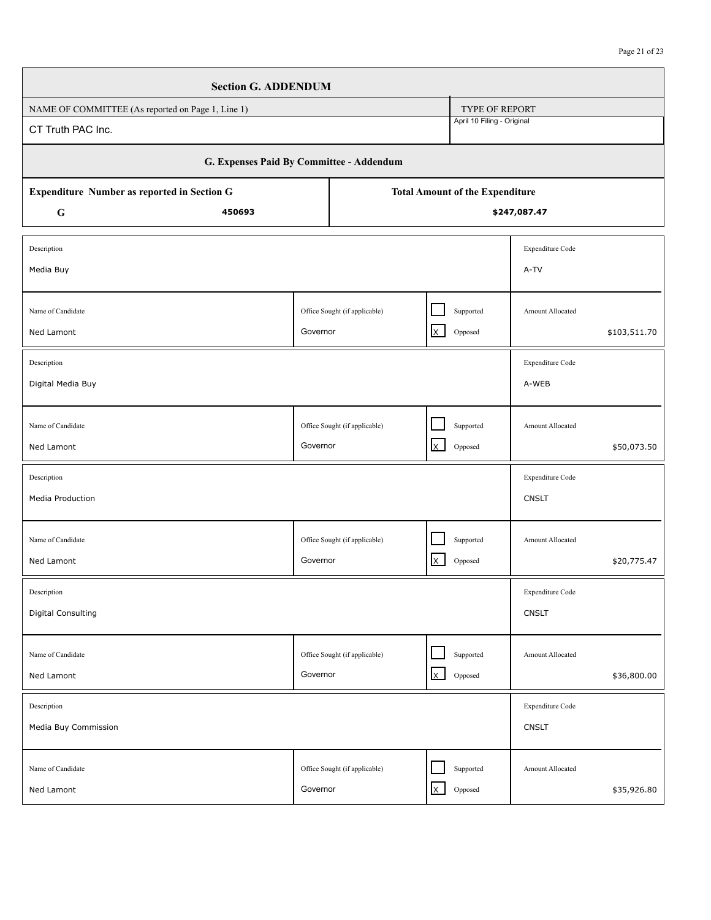## Section G. ADDENDUM

| NAME OF COMMITTEE (As reported on Page 1, Line 1) | TYPE OF REPORT |
|---|---|
| CT Truth PAC Inc. | April 10 Filing - Original |

### G. Expenses Paid By Committee - Addendum

| Expenditure Number as reported in Section G | Total Amount of the Expenditure |
|---|---|
| G 450693 | $247,087.47 |

| Description | | | Expenditure Code |
|---|---|---|---|
| Media Buy | | | A-TV |
| **Name of Candidate** | **Office Sought (if applicable)** | **Supported / Opposed** | **Amount Allocated** |
| Ned Lamont | Governor | [ ] Supported [X] Opposed | $103,511.70 |

| Description | | | Expenditure Code |
|---|---|---|---|
| Digital Media Buy | | | A-WEB |
| **Name of Candidate** | **Office Sought (if applicable)** | **Supported / Opposed** | **Amount Allocated** |
| Ned Lamont | Governor | [ ] Supported [X] Opposed | $50,073.50 |

| Description | | | Expenditure Code |
|---|---|---|---|
| Media Production | | | CNSLT |
| **Name of Candidate** | **Office Sought (if applicable)** | **Supported / Opposed** | **Amount Allocated** |
| Ned Lamont | Governor | [ ] Supported [X] Opposed | $20,775.47 |

| Description | | | Expenditure Code |
|---|---|---|---|
| Digital Consulting | | | CNSLT |
| **Name of Candidate** | **Office Sought (if applicable)** | **Supported / Opposed** | **Amount Allocated** |
| Ned Lamont | Governor | [ ] Supported [X] Opposed | $36,800.00 |

| Description | | | Expenditure Code |
|---|---|---|---|
| Media Buy Commission | | | CNSLT |
| **Name of Candidate** | **Office Sought (if applicable)** | **Supported / Opposed** | **Amount Allocated** |
| Ned Lamont | Governor | [ ] Supported [X] Opposed | $35,926.80 |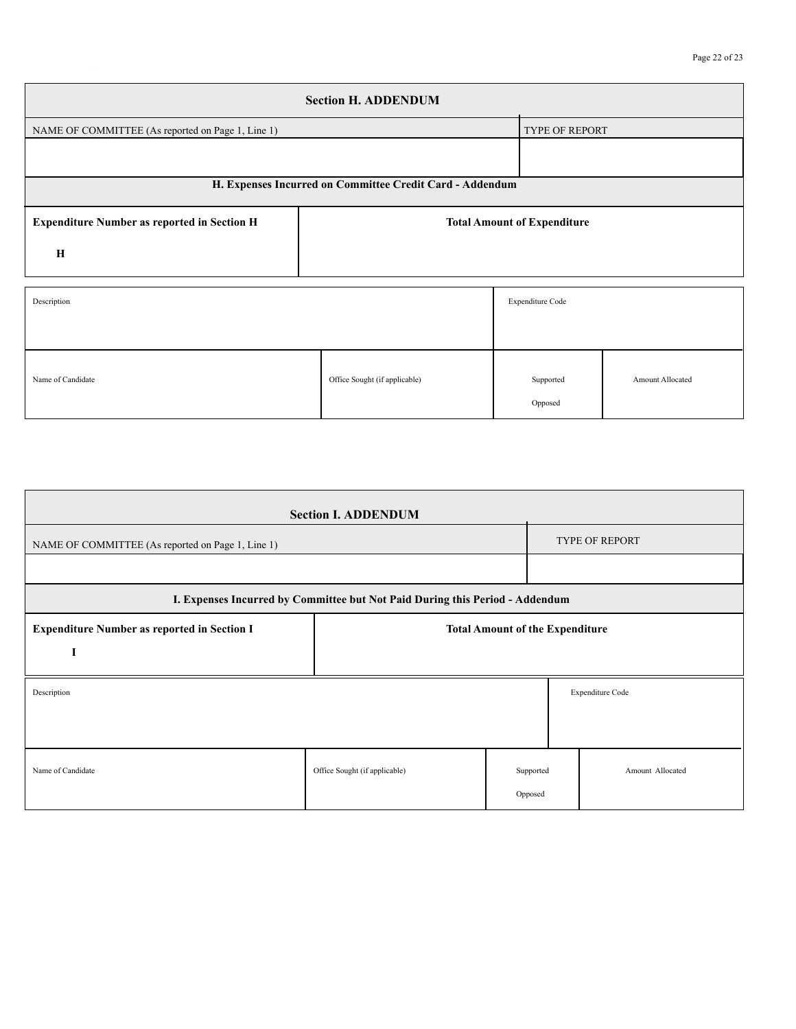## Section H. ADDENDUM

| NAME OF COMMITTEE (As reported on Page 1, Line 1) | TYPE OF REPORT |
|---|---|
| | |

### H. Expenses Incurred on Committee Credit Card - Addendum

| **Expenditure Number as reported in Section H** | **Total Amount of Expenditure** |
|---|---|
| **H** | |

| Description | Expenditure Code |
|---|---|
| | |

| Name of Candidate | Office Sought (if applicable) | Supported / Opposed | Amount Allocated |
|---|---|---|---|
| | | | |

## Section I. ADDENDUM

| NAME OF COMMITTEE (As reported on Page 1, Line 1) | TYPE OF REPORT |
|---|---|
| | |

### I. Expenses Incurred by Committee but Not Paid During this Period - Addendum

| **Expenditure Number as reported in Section I** | **Total Amount of the Expenditure** |
|---|---|
| **I** | |

| Description | Expenditure Code |
|---|---|
| | |

| Name of Candidate | Office Sought (if applicable) | Supported / Opposed | Amount Allocated |
|---|---|---|---|
| | | | |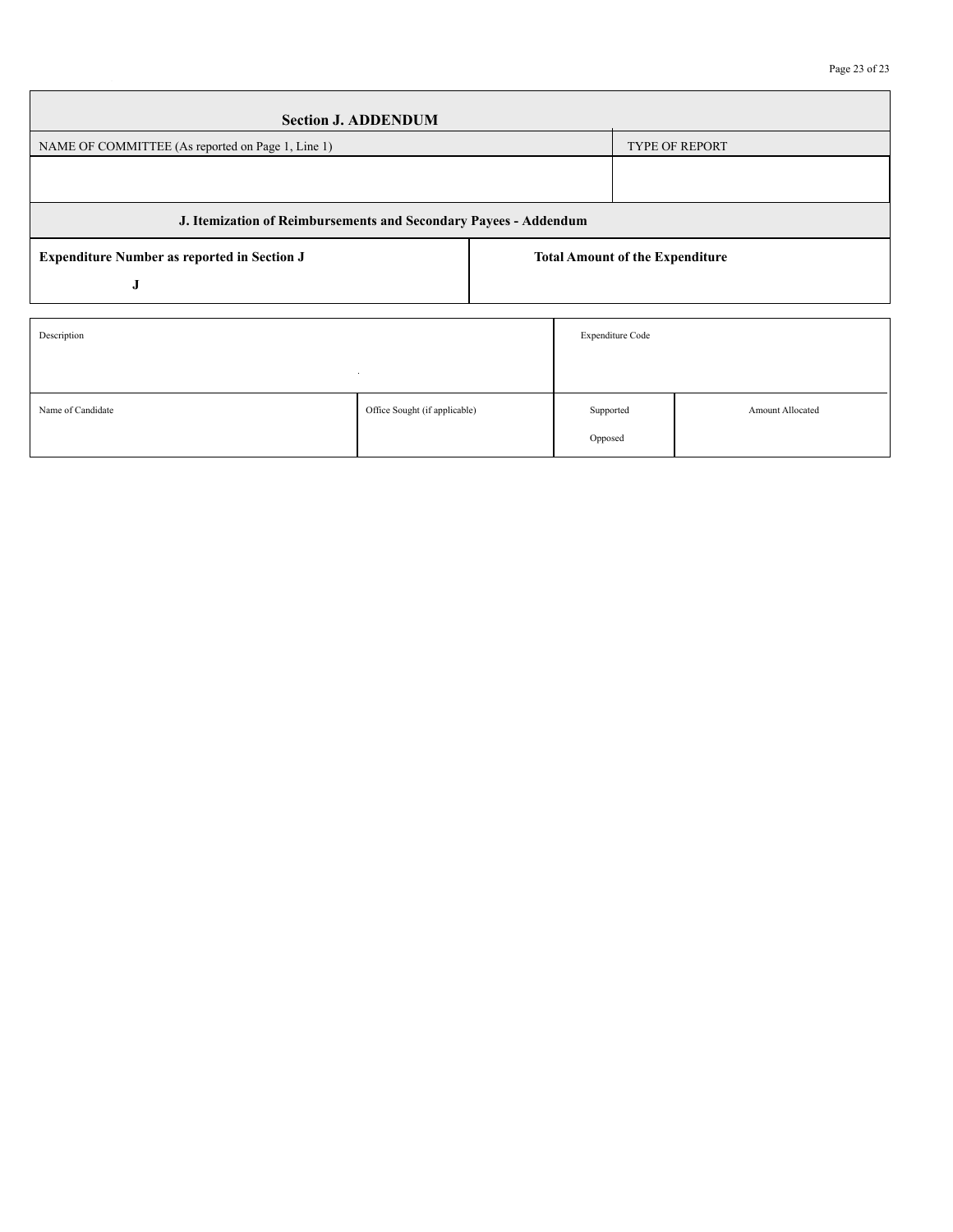## Section J. ADDENDUM

| NAME OF COMMITTEE (As reported on Page 1, Line 1) | TYPE OF REPORT |
| --- | --- |
| | |

### J. Itemization of Reimbursements and Secondary Payees - Addendum

| Expenditure Number as reported in Section J | Total Amount of the Expenditure |
| --- | --- |
| J | |

| Description | | Expenditure Code | |
| --- | --- | --- | --- |
| Name of Candidate | Office Sought (if applicable) | Supported<br>Opposed | Amount Allocated |